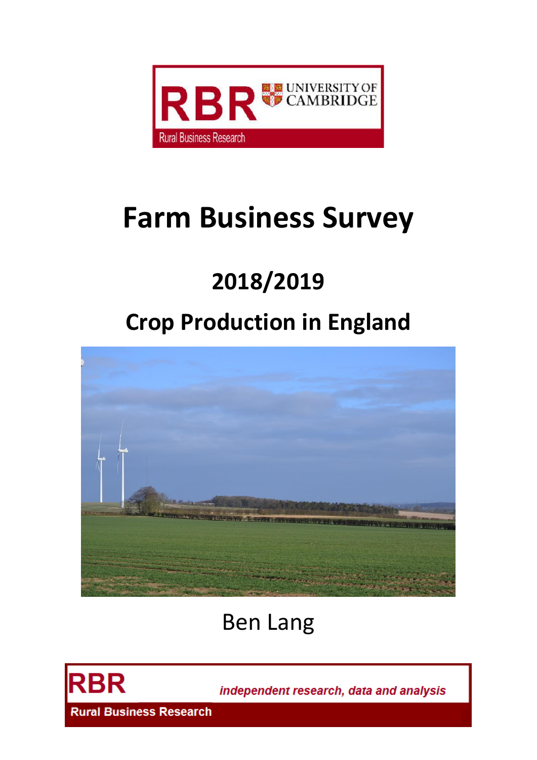RBR UNIVERSITY OF CAMBRIDGE

Rural Business Research

# Farm Business Survey

## 2018/2019

## Crop Production in England

Ben Lang

RBR *independent research, data and analysis*

Rural Business Research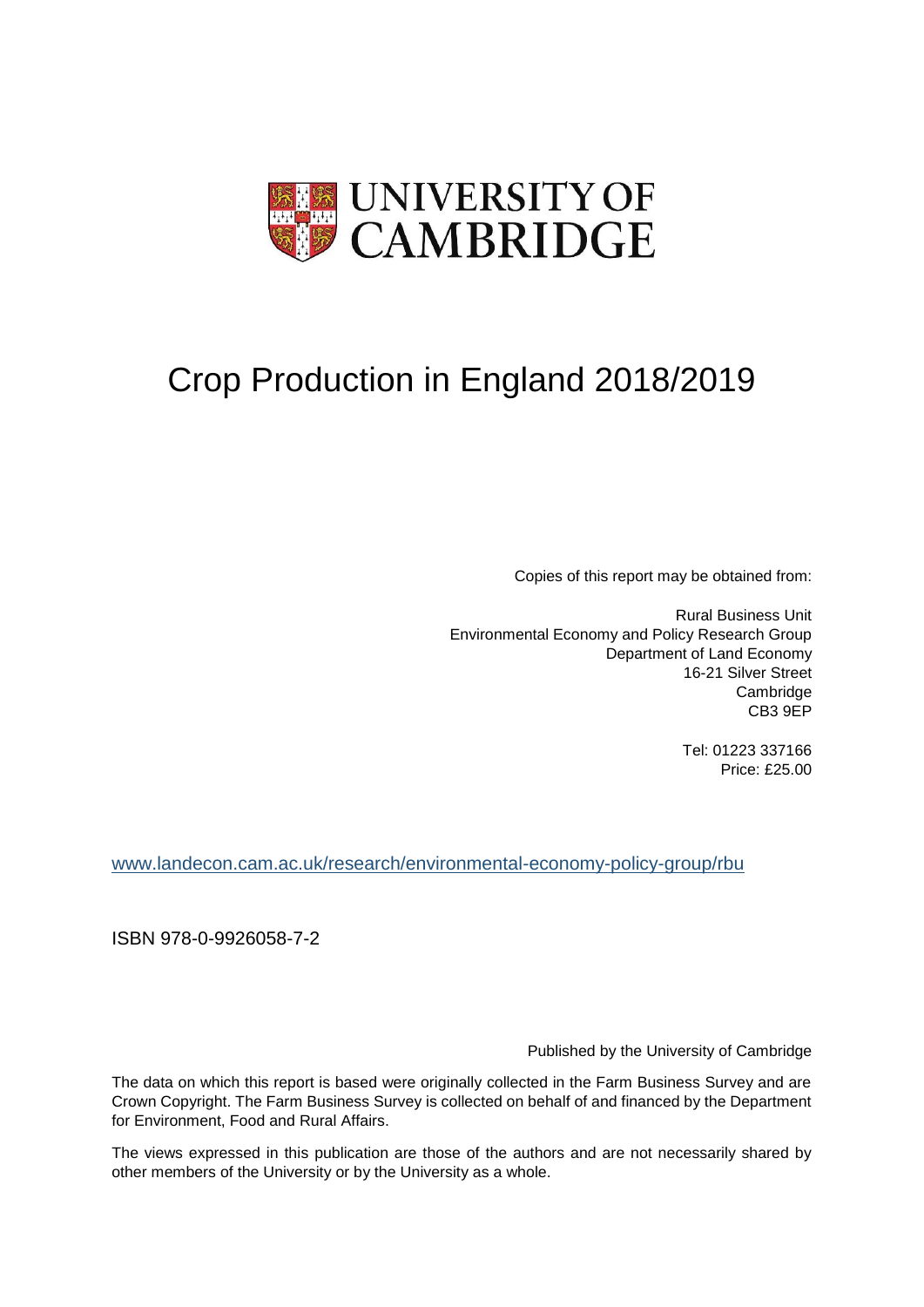UNIVERSITY OF CAMBRIDGE

# Crop Production in England 2018/2019

Copies of this report may be obtained from:

Rural Business Unit
Environmental Economy and Policy Research Group
Department of Land Economy
16-21 Silver Street
Cambridge
CB3 9EP

Tel: 01223 337166
Price: £25.00

www.landecon.cam.ac.uk/research/environmental-economy-policy-group/rbu

ISBN 978-0-9926058-7-2

Published by the University of Cambridge

The data on which this report is based were originally collected in the Farm Business Survey and are Crown Copyright. The Farm Business Survey is collected on behalf of and financed by the Department for Environment, Food and Rural Affairs.

The views expressed in this publication are those of the authors and are not necessarily shared by other members of the University or by the University as a whole.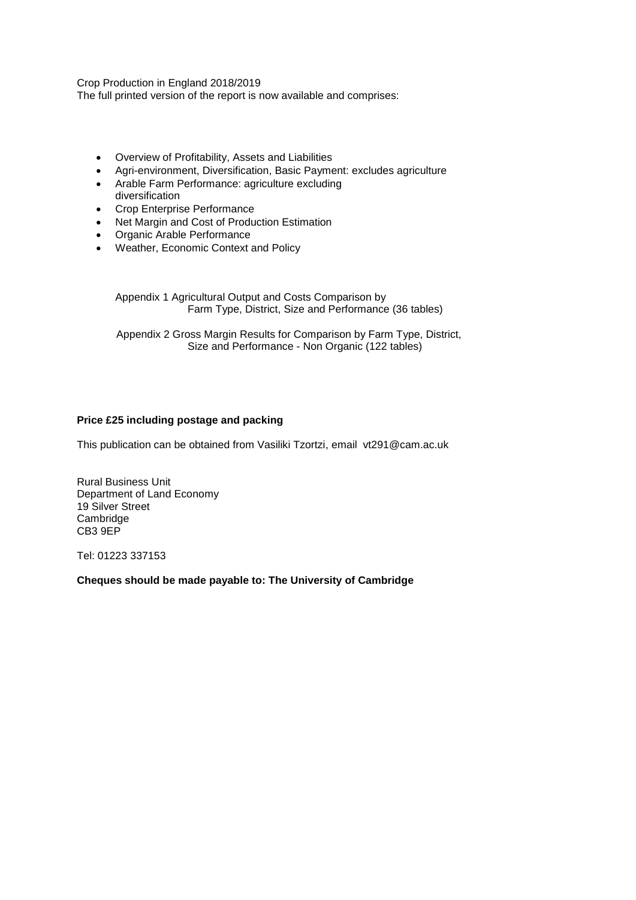Crop Production in England 2018/2019

The full printed version of the report is now available and comprises:

- Overview of Profitability, Assets and Liabilities
- Agri-environment, Diversification, Basic Payment: excludes agriculture
- Arable Farm Performance: agriculture excluding diversification
- Crop Enterprise Performance
- Net Margin and Cost of Production Estimation
- Organic Arable Performance
- Weather, Economic Context and Policy

Appendix 1 Agricultural Output and Costs Comparison by Farm Type, District, Size and Performance (36 tables)

Appendix 2 Gross Margin Results for Comparison by Farm Type, District, Size and Performance - Non Organic (122 tables)

**Price £25 including postage and packing**

This publication can be obtained from Vasiliki Tzortzi, email vt291@cam.ac.uk

Rural Business Unit
Department of Land Economy
19 Silver Street
Cambridge
CB3 9EP

Tel: 01223 337153

**Cheques should be made payable to: The University of Cambridge**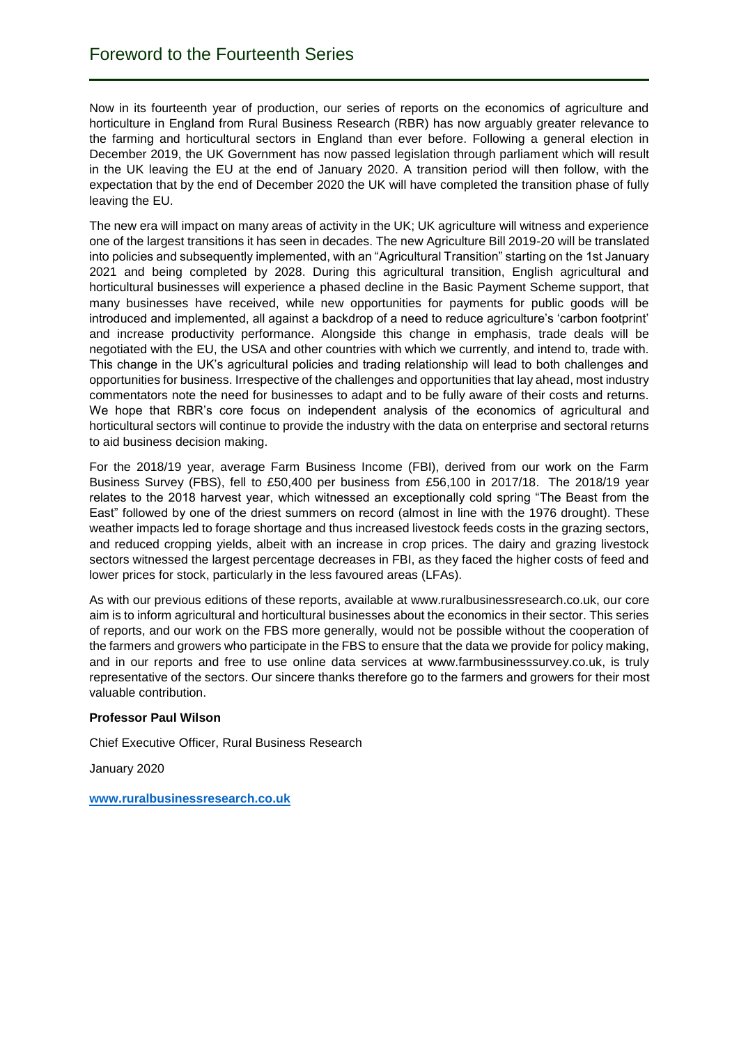# Foreword to the Fourteenth Series

Now in its fourteenth year of production, our series of reports on the economics of agriculture and horticulture in England from Rural Business Research (RBR) has now arguably greater relevance to the farming and horticultural sectors in England than ever before. Following a general election in December 2019, the UK Government has now passed legislation through parliament which will result in the UK leaving the EU at the end of January 2020. A transition period will then follow, with the expectation that by the end of December 2020 the UK will have completed the transition phase of fully leaving the EU.

The new era will impact on many areas of activity in the UK; UK agriculture will witness and experience one of the largest transitions it has seen in decades. The new Agriculture Bill 2019-20 will be translated into policies and subsequently implemented, with an "Agricultural Transition" starting on the 1st January 2021 and being completed by 2028. During this agricultural transition, English agricultural and horticultural businesses will experience a phased decline in the Basic Payment Scheme support, that many businesses have received, while new opportunities for payments for public goods will be introduced and implemented, all against a backdrop of a need to reduce agriculture's 'carbon footprint' and increase productivity performance. Alongside this change in emphasis, trade deals will be negotiated with the EU, the USA and other countries with which we currently, and intend to, trade with. This change in the UK's agricultural policies and trading relationship will lead to both challenges and opportunities for business. Irrespective of the challenges and opportunities that lay ahead, most industry commentators note the need for businesses to adapt and to be fully aware of their costs and returns. We hope that RBR's core focus on independent analysis of the economics of agricultural and horticultural sectors will continue to provide the industry with the data on enterprise and sectoral returns to aid business decision making.

For the 2018/19 year, average Farm Business Income (FBI), derived from our work on the Farm Business Survey (FBS), fell to £50,400 per business from £56,100 in 2017/18. The 2018/19 year relates to the 2018 harvest year, which witnessed an exceptionally cold spring "The Beast from the East" followed by one of the driest summers on record (almost in line with the 1976 drought). These weather impacts led to forage shortage and thus increased livestock feeds costs in the grazing sectors, and reduced cropping yields, albeit with an increase in crop prices. The dairy and grazing livestock sectors witnessed the largest percentage decreases in FBI, as they faced the higher costs of feed and lower prices for stock, particularly in the less favoured areas (LFAs).

As with our previous editions of these reports, available at www.ruralbusinessresearch.co.uk, our core aim is to inform agricultural and horticultural businesses about the economics in their sector. This series of reports, and our work on the FBS more generally, would not be possible without the cooperation of the farmers and growers who participate in the FBS to ensure that the data we provide for policy making, and in our reports and free to use online data services at www.farmbusinesssurvey.co.uk, is truly representative of the sectors. Our sincere thanks therefore go to the farmers and growers for their most valuable contribution.

**Professor Paul Wilson**

Chief Executive Officer, Rural Business Research

January 2020

**www.ruralbusinessresearch.co.uk**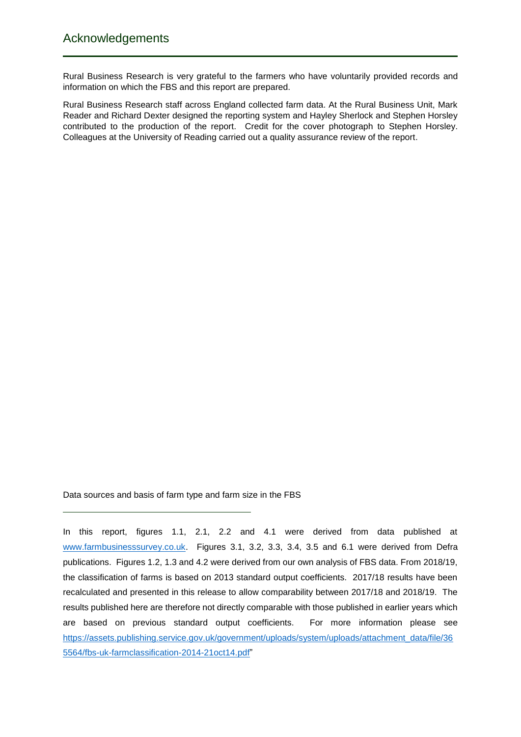# Acknowledgements

Rural Business Research is very grateful to the farmers who have voluntarily provided records and information on which the FBS and this report are prepared.

Rural Business Research staff across England collected farm data. At the Rural Business Unit, Mark Reader and Richard Dexter designed the reporting system and Hayley Sherlock and Stephen Horsley contributed to the production of the report. Credit for the cover photograph to Stephen Horsley. Colleagues at the University of Reading carried out a quality assurance review of the report.

Data sources and basis of farm type and farm size in the FBS

---

In this report, figures 1.1, 2.1, 2.2 and 4.1 were derived from data published at www.farmbusinesssurvey.co.uk. Figures 3.1, 3.2, 3.3, 3.4, 3.5 and 6.1 were derived from Defra publications. Figures 1.2, 1.3 and 4.2 were derived from our own analysis of FBS data. From 2018/19, the classification of farms is based on 2013 standard output coefficients. 2017/18 results have been recalculated and presented in this release to allow comparability between 2017/18 and 2018/19. The results published here are therefore not directly comparable with those published in earlier years which are based on previous standard output coefficients. For more information please see https://assets.publishing.service.gov.uk/government/uploads/system/uploads/attachment_data/file/365564/fbs-uk-farmclassification-2014-21oct14.pdf"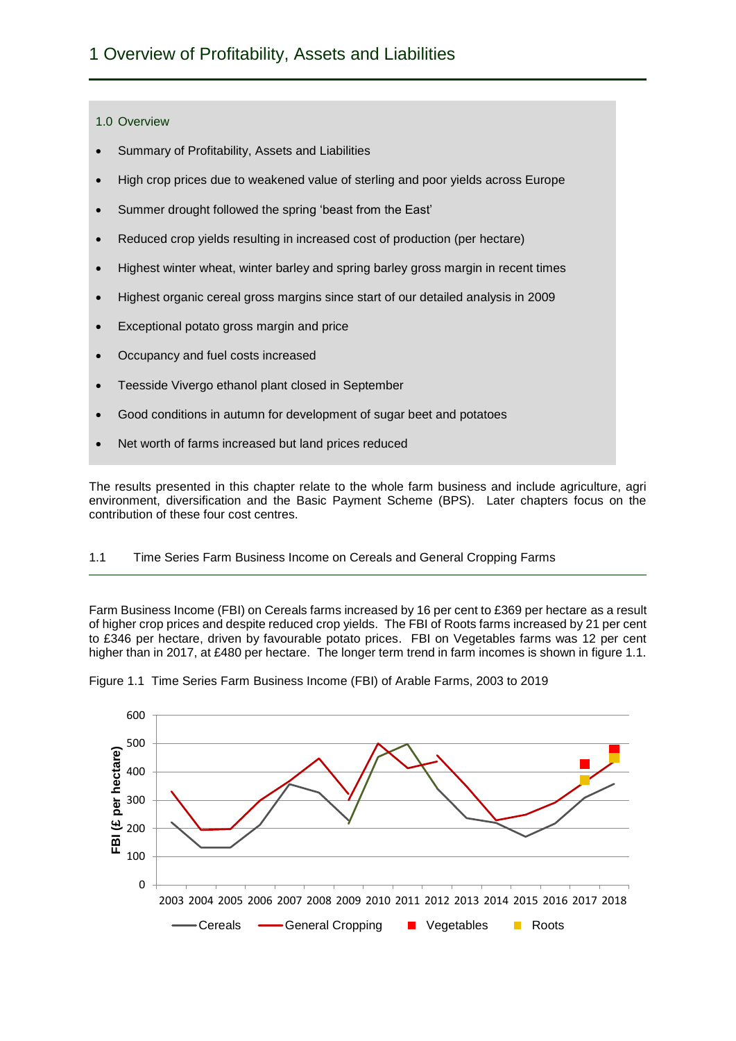# 1 Overview of Profitability, Assets and Liabilities

1.0 Overview

- Summary of Profitability, Assets and Liabilities
- High crop prices due to weakened value of sterling and poor yields across Europe
- Summer drought followed the spring 'beast from the East'
- Reduced crop yields resulting in increased cost of production (per hectare)
- Highest winter wheat, winter barley and spring barley gross margin in recent times
- Highest organic cereal gross margins since start of our detailed analysis in 2009
- Exceptional potato gross margin and price
- Occupancy and fuel costs increased
- Teesside Vivergo ethanol plant closed in September
- Good conditions in autumn for development of sugar beet and potatoes
- Net worth of farms increased but land prices reduced

The results presented in this chapter relate to the whole farm business and include agriculture, agri environment, diversification and the Basic Payment Scheme (BPS). Later chapters focus on the contribution of these four cost centres.

## 1.1 Time Series Farm Business Income on Cereals and General Cropping Farms

Farm Business Income (FBI) on Cereals farms increased by 16 per cent to £369 per hectare as a result of higher crop prices and despite reduced crop yields. The FBI of Roots farms increased by 21 per cent to £346 per hectare, driven by favourable potato prices. FBI on Vegetables farms was 12 per cent higher than in 2017, at £480 per hectare. The longer term trend in farm incomes is shown in figure 1.1.

Figure 1.1 Time Series Farm Business Income (FBI) of Arable Farms, 2003 to 2019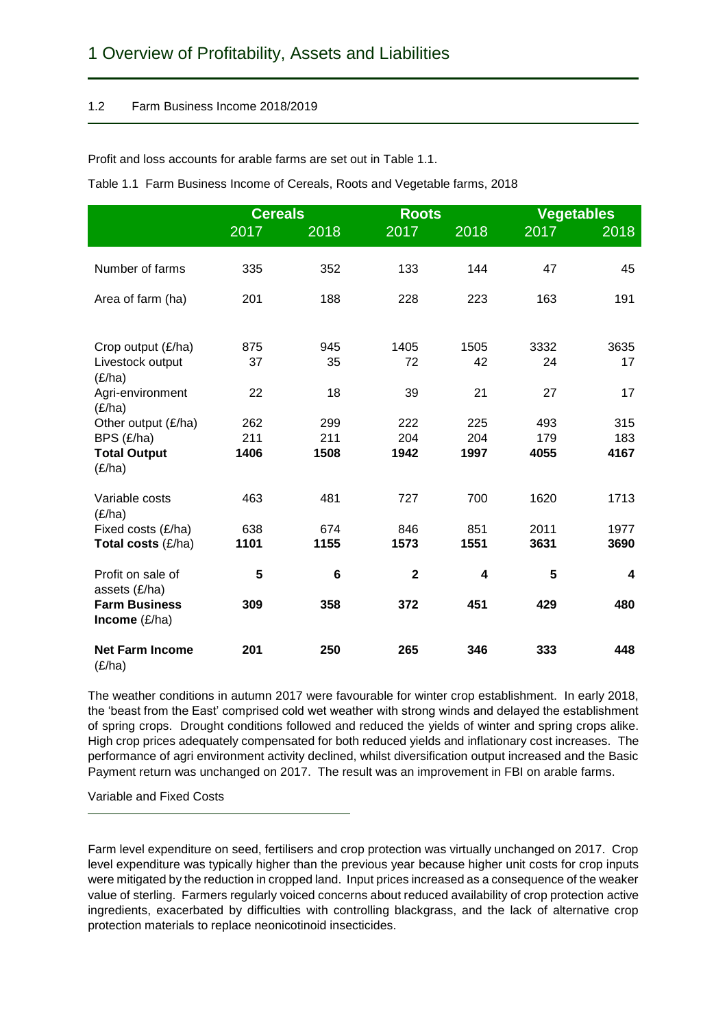# 1 Overview of Profitability, Assets and Liabilities

## 1.2 Farm Business Income 2018/2019

Profit and loss accounts for arable farms are set out in Table 1.1.

Table 1.1 Farm Business Income of Cereals, Roots and Vegetable farms, 2018

| | Cereals | | Roots | | Vegetables | |
|---|---|---|---|---|---|---|
| | 2017 | 2018 | 2017 | 2018 | 2017 | 2018 |
| Number of farms | 335 | 352 | 133 | 144 | 47 | 45 |
| Area of farm (ha) | 201 | 188 | 228 | 223 | 163 | 191 |
| Crop output (£/ha) | 875 | 945 | 1405 | 1505 | 3332 | 3635 |
| Livestock output (£/ha) | 37 | 35 | 72 | 42 | 24 | 17 |
| Agri-environment (£/ha) | 22 | 18 | 39 | 21 | 27 | 17 |
| Other output (£/ha) | 262 | 299 | 222 | 225 | 493 | 315 |
| BPS (£/ha) | 211 | 211 | 204 | 204 | 179 | 183 |
| **Total Output** (£/ha) | **1406** | **1508** | **1942** | **1997** | **4055** | **4167** |
| Variable costs (£/ha) | 463 | 481 | 727 | 700 | 1620 | 1713 |
| Fixed costs (£/ha) | 638 | 674 | 846 | 851 | 2011 | 1977 |
| **Total costs** (£/ha) | **1101** | **1155** | **1573** | **1551** | **3631** | **3690** |
| Profit on sale of assets (£/ha) | **5** | **6** | **2** | **4** | **5** | **4** |
| **Farm Business Income** (£/ha) | **309** | **358** | **372** | **451** | **429** | **480** |
| **Net Farm Income** (£/ha) | **201** | **250** | **265** | **346** | **333** | **448** |

The weather conditions in autumn 2017 were favourable for winter crop establishment. In early 2018, the 'beast from the East' comprised cold wet weather with strong winds and delayed the establishment of spring crops. Drought conditions followed and reduced the yields of winter and spring crops alike. High crop prices adequately compensated for both reduced yields and inflationary cost increases. The performance of agri environment activity declined, whilst diversification output increased and the Basic Payment return was unchanged on 2017. The result was an improvement in FBI on arable farms.

### Variable and Fixed Costs

Farm level expenditure on seed, fertilisers and crop protection was virtually unchanged on 2017. Crop level expenditure was typically higher than the previous year because higher unit costs for crop inputs were mitigated by the reduction in cropped land. Input prices increased as a consequence of the weaker value of sterling. Farmers regularly voiced concerns about reduced availability of crop protection active ingredients, exacerbated by difficulties with controlling blackgrass, and the lack of alternative crop protection materials to replace neonicotinoid insecticides.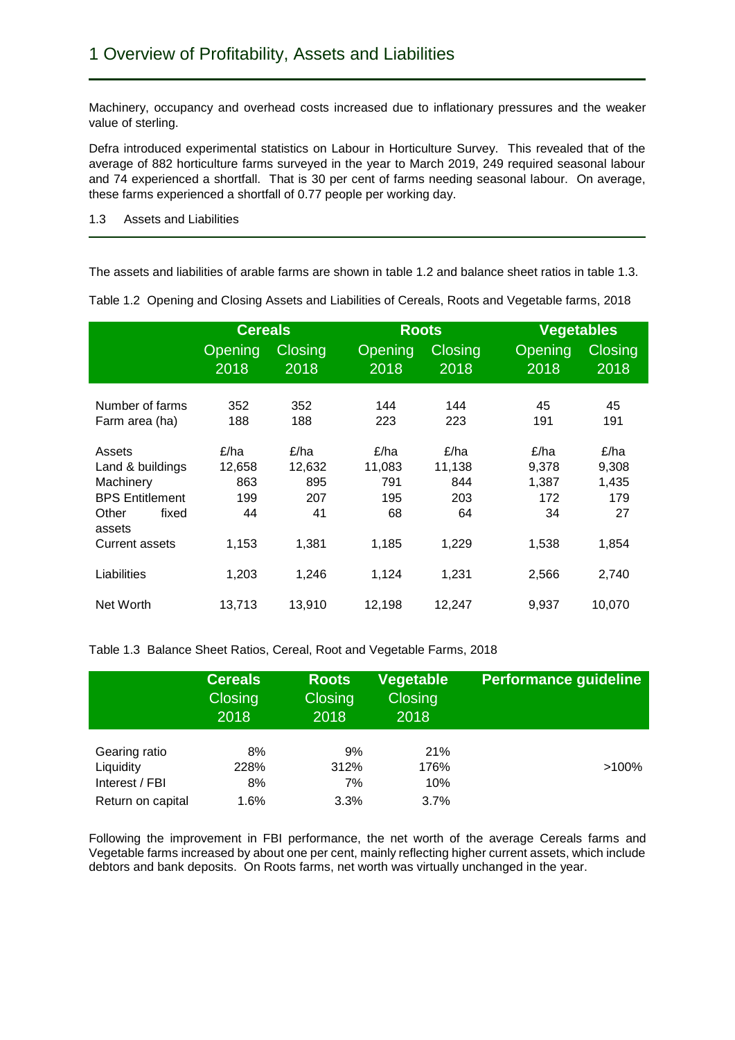# 1 Overview of Profitability, Assets and Liabilities

Machinery, occupancy and overhead costs increased due to inflationary pressures and the weaker value of sterling.

Defra introduced experimental statistics on Labour in Horticulture Survey. This revealed that of the average of 882 horticulture farms surveyed in the year to March 2019, 249 required seasonal labour and 74 experienced a shortfall. That is 30 per cent of farms needing seasonal labour. On average, these farms experienced a shortfall of 0.77 people per working day.

## 1.3 Assets and Liabilities

The assets and liabilities of arable farms are shown in table 1.2 and balance sheet ratios in table 1.3.

Table 1.2 Opening and Closing Assets and Liabilities of Cereals, Roots and Vegetable farms, 2018

| | Cereals | | Roots | | Vegetables | |
|---|---|---|---|---|---|---|
| | Opening 2018 | Closing 2018 | Opening 2018 | Closing 2018 | Opening 2018 | Closing 2018 |
| Number of farms | 352 | 352 | 144 | 144 | 45 | 45 |
| Farm area (ha) | 188 | 188 | 223 | 223 | 191 | 191 |
| Assets | £/ha | £/ha | £/ha | £/ha | £/ha | £/ha |
| Land & buildings | 12,658 | 12,632 | 11,083 | 11,138 | 9,378 | 9,308 |
| Machinery | 863 | 895 | 791 | 844 | 1,387 | 1,435 |
| BPS Entitlement | 199 | 207 | 195 | 203 | 172 | 179 |
| Other fixed assets | 44 | 41 | 68 | 64 | 34 | 27 |
| Current assets | 1,153 | 1,381 | 1,185 | 1,229 | 1,538 | 1,854 |
| Liabilities | 1,203 | 1,246 | 1,124 | 1,231 | 2,566 | 2,740 |
| Net Worth | 13,713 | 13,910 | 12,198 | 12,247 | 9,937 | 10,070 |

Table 1.3 Balance Sheet Ratios, Cereal, Root and Vegetable Farms, 2018

| | Cereals Closing 2018 | Roots Closing 2018 | Vegetable Closing 2018 | Performance guideline |
|---|---|---|---|---|
| Gearing ratio | 8% | 9% | 21% | |
| Liquidity | 228% | 312% | 176% | >100% |
| Interest / FBI | 8% | 7% | 10% | |
| Return on capital | 1.6% | 3.3% | 3.7% | |

Following the improvement in FBI performance, the net worth of the average Cereals farms and Vegetable farms increased by about one per cent, mainly reflecting higher current assets, which include debtors and bank deposits. On Roots farms, net worth was virtually unchanged in the year.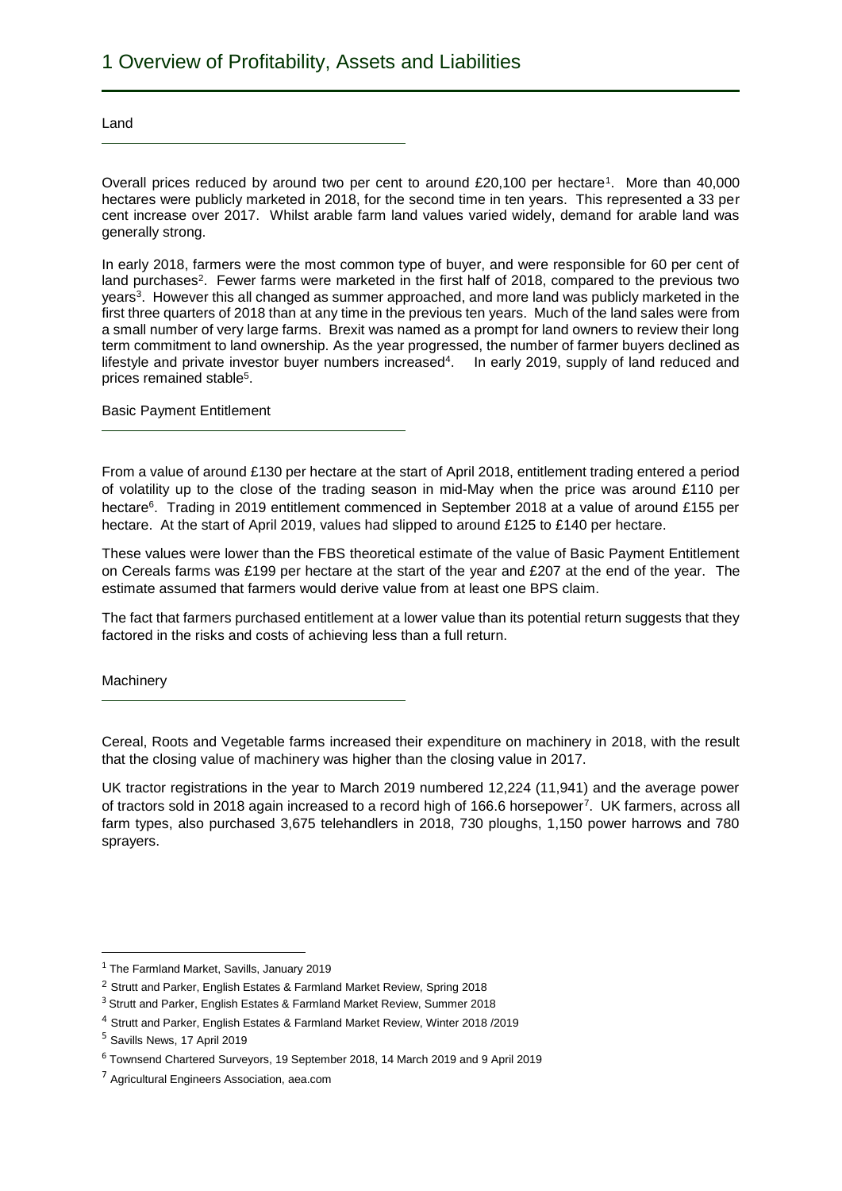# 1 Overview of Profitability, Assets and Liabilities

## Land

Overall prices reduced by around two per cent to around £20,100 per hectare[1]. More than 40,000 hectares were publicly marketed in 2018, for the second time in ten years. This represented a 33 per cent increase over 2017. Whilst arable farm land values varied widely, demand for arable land was generally strong.

In early 2018, farmers were the most common type of buyer, and were responsible for 60 per cent of land purchases[2]. Fewer farms were marketed in the first half of 2018, compared to the previous two years[3]. However this all changed as summer approached, and more land was publicly marketed in the first three quarters of 2018 than at any time in the previous ten years. Much of the land sales were from a small number of very large farms. Brexit was named as a prompt for land owners to review their long term commitment to land ownership. As the year progressed, the number of farmer buyers declined as lifestyle and private investor buyer numbers increased[4]. In early 2019, supply of land reduced and prices remained stable[5].

## Basic Payment Entitlement

From a value of around £130 per hectare at the start of April 2018, entitlement trading entered a period of volatility up to the close of the trading season in mid-May when the price was around £110 per hectare[6]. Trading in 2019 entitlement commenced in September 2018 at a value of around £155 per hectare. At the start of April 2019, values had slipped to around £125 to £140 per hectare.

These values were lower than the FBS theoretical estimate of the value of Basic Payment Entitlement on Cereals farms was £199 per hectare at the start of the year and £207 at the end of the year. The estimate assumed that farmers would derive value from at least one BPS claim.

The fact that farmers purchased entitlement at a lower value than its potential return suggests that they factored in the risks and costs of achieving less than a full return.

## Machinery

Cereal, Roots and Vegetable farms increased their expenditure on machinery in 2018, with the result that the closing value of machinery was higher than the closing value in 2017.

UK tractor registrations in the year to March 2019 numbered 12,224 (11,941) and the average power of tractors sold in 2018 again increased to a record high of 166.6 horsepower[7]. UK farmers, across all farm types, also purchased 3,675 telehandlers in 2018, 730 ploughs, 1,150 power harrows and 780 sprayers.

---

[1] The Farmland Market, Savills, January 2019

[2] Strutt and Parker, English Estates & Farmland Market Review, Spring 2018

[3] Strutt and Parker, English Estates & Farmland Market Review, Summer 2018

[4] Strutt and Parker, English Estates & Farmland Market Review, Winter 2018 /2019

[5] Savills News, 17 April 2019

[6] Townsend Chartered Surveyors, 19 September 2018, 14 March 2019 and 9 April 2019

[7] Agricultural Engineers Association, aea.com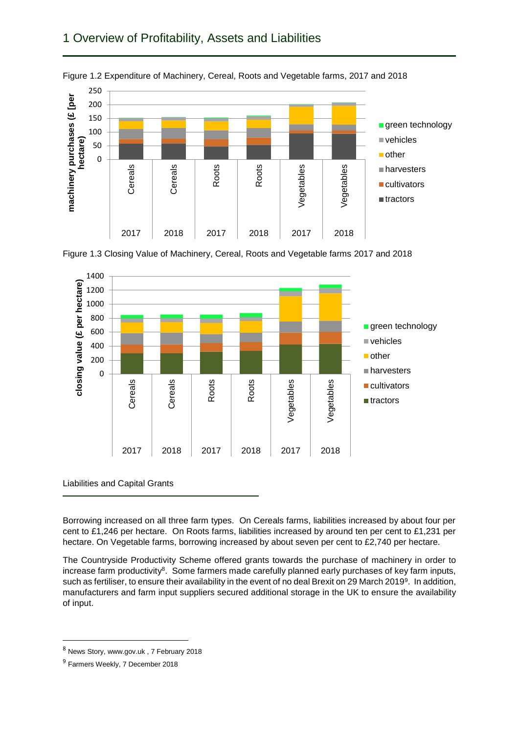# 1 Overview of Profitability, Assets and Liabilities

Figure 1.2 Expenditure of Machinery, Cereal, Roots and Vegetable farms, 2017 and 2018

Figure 1.3 Closing Value of Machinery, Cereal, Roots and Vegetable farms 2017 and 2018

## Liabilities and Capital Grants

Borrowing increased on all three farm types. On Cereals farms, liabilities increased by about four per cent to £1,246 per hectare. On Roots farms, liabilities increased by around ten per cent to £1,231 per hectare. On Vegetable farms, borrowing increased by about seven per cent to £2,740 per hectare.

The Countryside Productivity Scheme offered grants towards the purchase of machinery in order to increase farm productivity[8]. Some farmers made carefully planned early purchases of key farm inputs, such as fertiliser, to ensure their availability in the event of no deal Brexit on 29 March 2019[9]. In addition, manufacturers and farm input suppliers secured additional storage in the UK to ensure the availability of input.

[8] News Story, www.gov.uk , 7 February 2018

[9] Farmers Weekly, 7 December 2018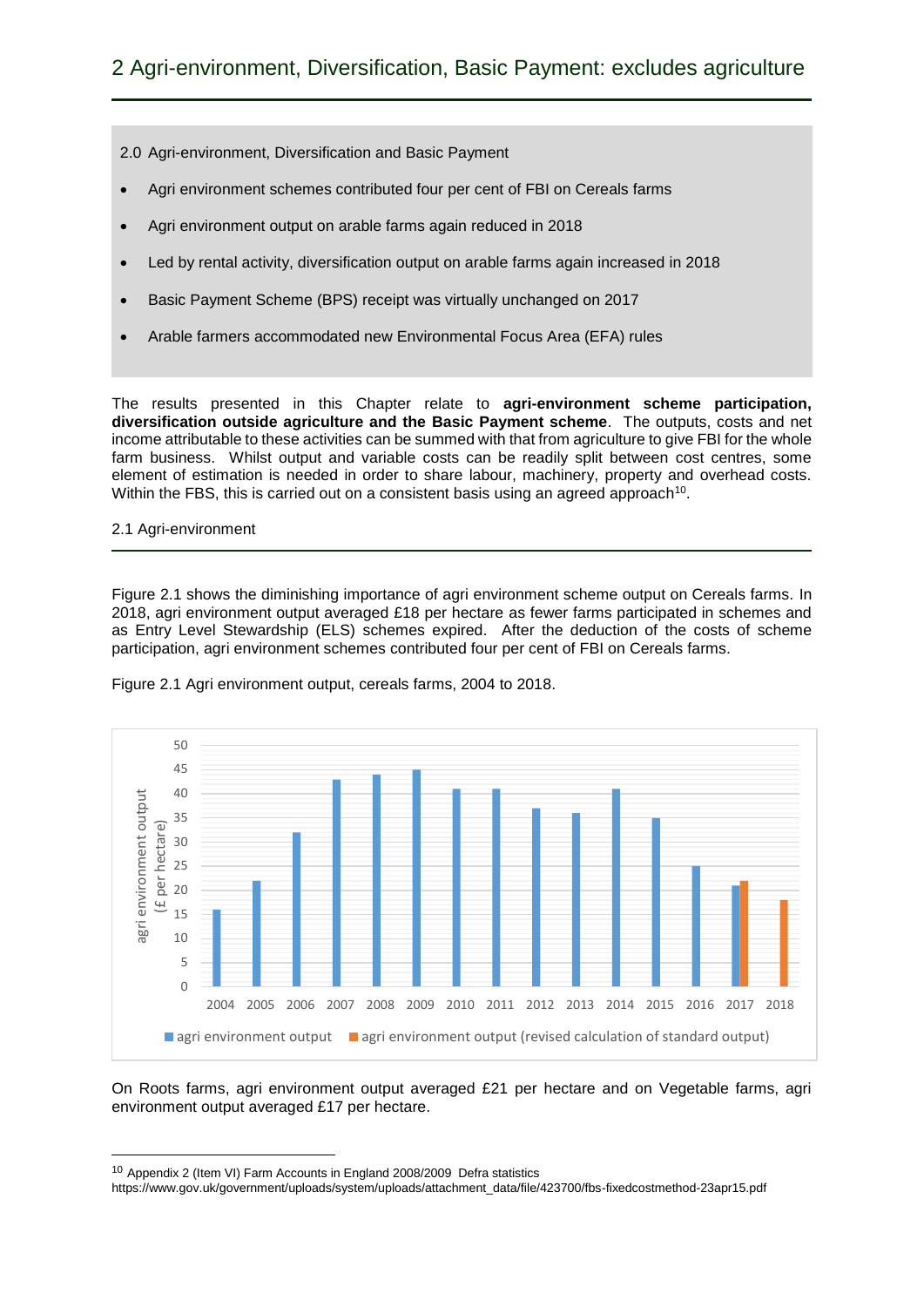# 2 Agri-environment, Diversification, Basic Payment: excludes agriculture

2.0 Agri-environment, Diversification and Basic Payment

- Agri environment schemes contributed four per cent of FBI on Cereals farms
- Agri environment output on arable farms again reduced in 2018
- Led by rental activity, diversification output on arable farms again increased in 2018
- Basic Payment Scheme (BPS) receipt was virtually unchanged on 2017
- Arable farmers accommodated new Environmental Focus Area (EFA) rules

The results presented in this Chapter relate to **agri-environment scheme participation, diversification outside agriculture and the Basic Payment scheme**. The outputs, costs and net income attributable to these activities can be summed with that from agriculture to give FBI for the whole farm business. Whilst output and variable costs can be readily split between cost centres, some element of estimation is needed in order to share labour, machinery, property and overhead costs. Within the FBS, this is carried out on a consistent basis using an agreed approach[10].

## 2.1 Agri-environment

Figure 2.1 shows the diminishing importance of agri environment scheme output on Cereals farms. In 2018, agri environment output averaged £18 per hectare as fewer farms participated in schemes and as Entry Level Stewardship (ELS) schemes expired. After the deduction of the costs of scheme participation, agri environment schemes contributed four per cent of FBI on Cereals farms.

Figure 2.1 Agri environment output, cereals farms, 2004 to 2018.

| Year | agri environment output (£ per hectare) | agri environment output (revised calculation of standard output) (£ per hectare) |
|---|---|---|
| 2004 | 16 | |
| 2005 | 22 | |
| 2006 | 32 | |
| 2007 | 43 | |
| 2008 | 44 | |
| 2009 | 45 | |
| 2010 | 41 | |
| 2011 | 41 | |
| 2012 | 37 | |
| 2013 | 36 | |
| 2014 | 41 | |
| 2015 | 35 | |
| 2016 | 25 | |
| 2017 | 21 | 22 |
| 2018 | | 18 |

On Roots farms, agri environment output averaged £21 per hectare and on Vegetable farms, agri environment output averaged £17 per hectare.

[10] Appendix 2 (Item VI) Farm Accounts in England 2008/2009 Defra statistics https://www.gov.uk/government/uploads/system/uploads/attachment_data/file/423700/fbs-fixedcostmethod-23apr15.pdf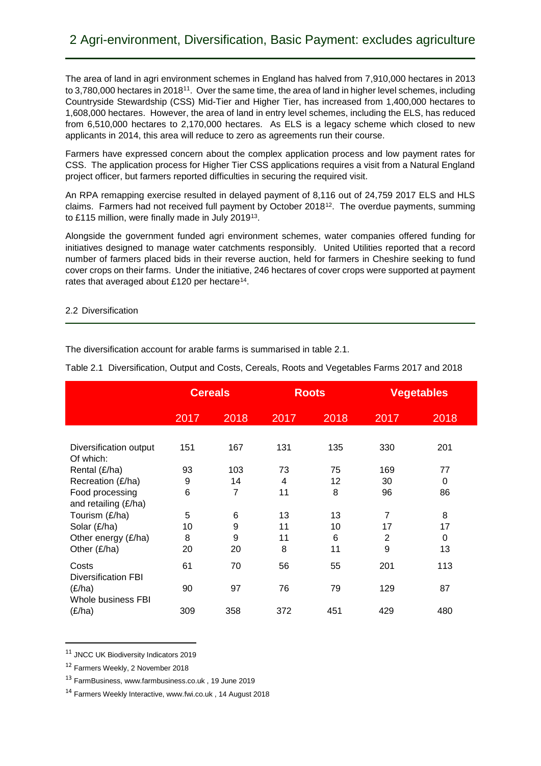The area of land in agri environment schemes in England has halved from 7,910,000 hectares in 2013 to 3,780,000 hectares in 2018[11]. Over the same time, the area of land in higher level schemes, including Countryside Stewardship (CSS) Mid-Tier and Higher Tier, has increased from 1,400,000 hectares to 1,608,000 hectares. However, the area of land in entry level schemes, including the ELS, has reduced from 6,510,000 hectares to 2,170,000 hectares. As ELS is a legacy scheme which closed to new applicants in 2014, this area will reduce to zero as agreements run their course.

Farmers have expressed concern about the complex application process and low payment rates for CSS. The application process for Higher Tier CSS applications requires a visit from a Natural England project officer, but farmers reported difficulties in securing the required visit.

An RPA remapping exercise resulted in delayed payment of 8,116 out of 24,759 2017 ELS and HLS claims. Farmers had not received full payment by October 2018[12]. The overdue payments, summing to £115 million, were finally made in July 2019[13].

Alongside the government funded agri environment schemes, water companies offered funding for initiatives designed to manage water catchments responsibly. United Utilities reported that a record number of farmers placed bids in their reverse auction, held for farmers in Cheshire seeking to fund cover crops on their farms. Under the initiative, 246 hectares of cover crops were supported at payment rates that averaged about £120 per hectare[14].

### 2.2 Diversification

The diversification account for arable farms is summarised in table 2.1.

Table 2.1 Diversification, Output and Costs, Cereals, Roots and Vegetables Farms 2017 and 2018

| | Cereals | | Roots | | Vegetables | |
|---|---|---|---|---|---|---|
| | 2017 | 2018 | 2017 | 2018 | 2017 | 2018 |
| Diversification output | 151 | 167 | 131 | 135 | 330 | 201 |
| Of which: | | | | | | |
| Rental (£/ha) | 93 | 103 | 73 | 75 | 169 | 77 |
| Recreation (£/ha) | 9 | 14 | 4 | 12 | 30 | 0 |
| Food processing and retailing (£/ha) | 6 | 7 | 11 | 8 | 96 | 86 |
| Tourism (£/ha) | 5 | 6 | 13 | 13 | 7 | 8 |
| Solar (£/ha) | 10 | 9 | 11 | 10 | 17 | 17 |
| Other energy (£/ha) | 8 | 9 | 11 | 6 | 2 | 0 |
| Other (£/ha) | 20 | 20 | 8 | 11 | 9 | 13 |
| Costs | 61 | 70 | 56 | 55 | 201 | 113 |
| Diversification FBI (£/ha) | 90 | 97 | 76 | 79 | 129 | 87 |
| Whole business FBI (£/ha) | 309 | 358 | 372 | 451 | 429 | 480 |

[11] JNCC UK Biodiversity Indicators 2019

[12] Farmers Weekly, 2 November 2018

[13] FarmBusiness, www.farmbusiness.co.uk , 19 June 2019

[14] Farmers Weekly Interactive, www.fwi.co.uk , 14 August 2018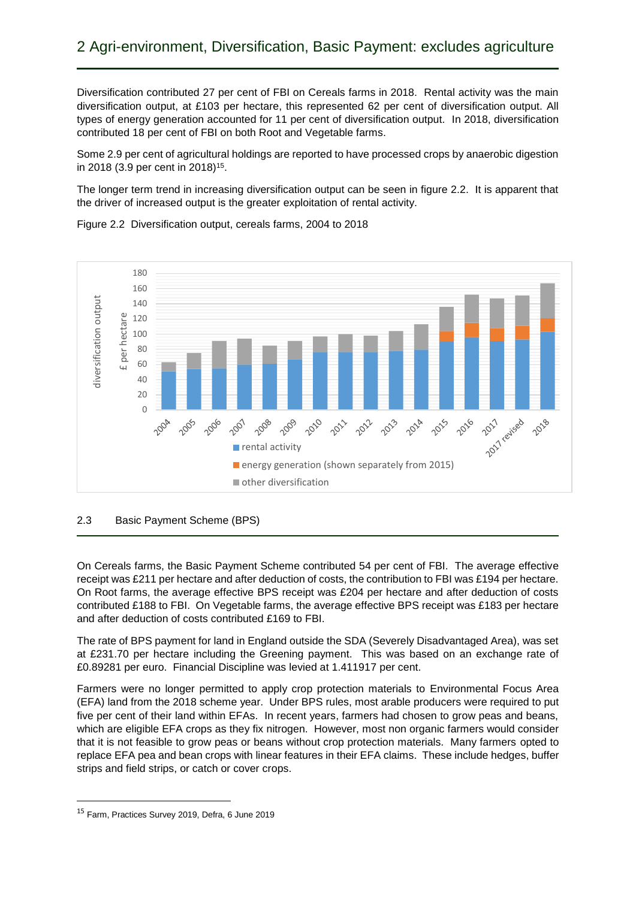## 2 Agri-environment, Diversification, Basic Payment: excludes agriculture

Diversification contributed 27 per cent of FBI on Cereals farms in 2018. Rental activity was the main diversification output, at £103 per hectare, this represented 62 per cent of diversification output. All types of energy generation accounted for 11 per cent of diversification output. In 2018, diversification contributed 18 per cent of FBI on both Root and Vegetable farms.

Some 2.9 per cent of agricultural holdings are reported to have processed crops by anaerobic digestion in 2018 (3.9 per cent in 2018)[15].

The longer term trend in increasing diversification output can be seen in figure 2.2. It is apparent that the driver of increased output is the greater exploitation of rental activity.

Figure 2.2 Diversification output, cereals farms, 2004 to 2018

### 2.3 Basic Payment Scheme (BPS)

On Cereals farms, the Basic Payment Scheme contributed 54 per cent of FBI. The average effective receipt was £211 per hectare and after deduction of costs, the contribution to FBI was £194 per hectare. On Root farms, the average effective BPS receipt was £204 per hectare and after deduction of costs contributed £188 to FBI. On Vegetable farms, the average effective BPS receipt was £183 per hectare and after deduction of costs contributed £169 to FBI.

The rate of BPS payment for land in England outside the SDA (Severely Disadvantaged Area), was set at £231.70 per hectare including the Greening payment. This was based on an exchange rate of £0.89281 per euro. Financial Discipline was levied at 1.411917 per cent.

Farmers were no longer permitted to apply crop protection materials to Environmental Focus Area (EFA) land from the 2018 scheme year. Under BPS rules, most arable producers were required to put five per cent of their land within EFAs. In recent years, farmers had chosen to grow peas and beans, which are eligible EFA crops as they fix nitrogen. However, most non organic farmers would consider that it is not feasible to grow peas or beans without crop protection materials. Many farmers opted to replace EFA pea and bean crops with linear features in their EFA claims. These include hedges, buffer strips and field strips, or catch or cover crops.

[15] Farm, Practices Survey 2019, Defra, 6 June 2019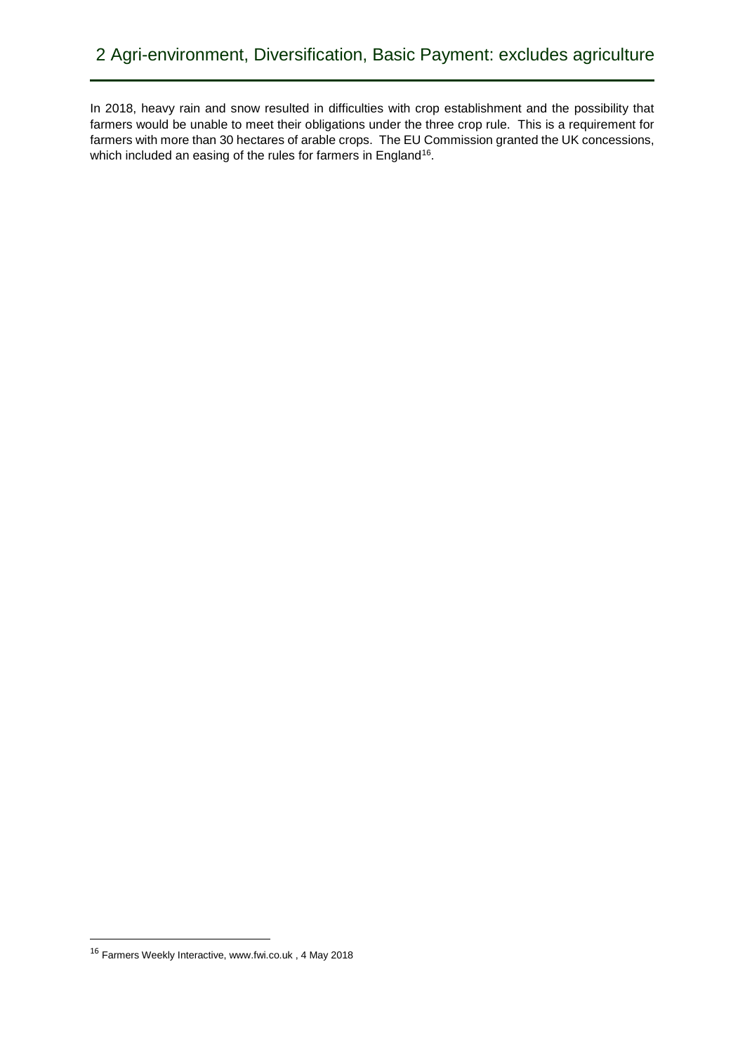## 2 Agri-environment, Diversification, Basic Payment: excludes agriculture

In 2018, heavy rain and snow resulted in difficulties with crop establishment and the possibility that farmers would be unable to meet their obligations under the three crop rule. This is a requirement for farmers with more than 30 hectares of arable crops. The EU Commission granted the UK concessions, which included an easing of the rules for farmers in England[16].

[16] Farmers Weekly Interactive, www.fwi.co.uk , 4 May 2018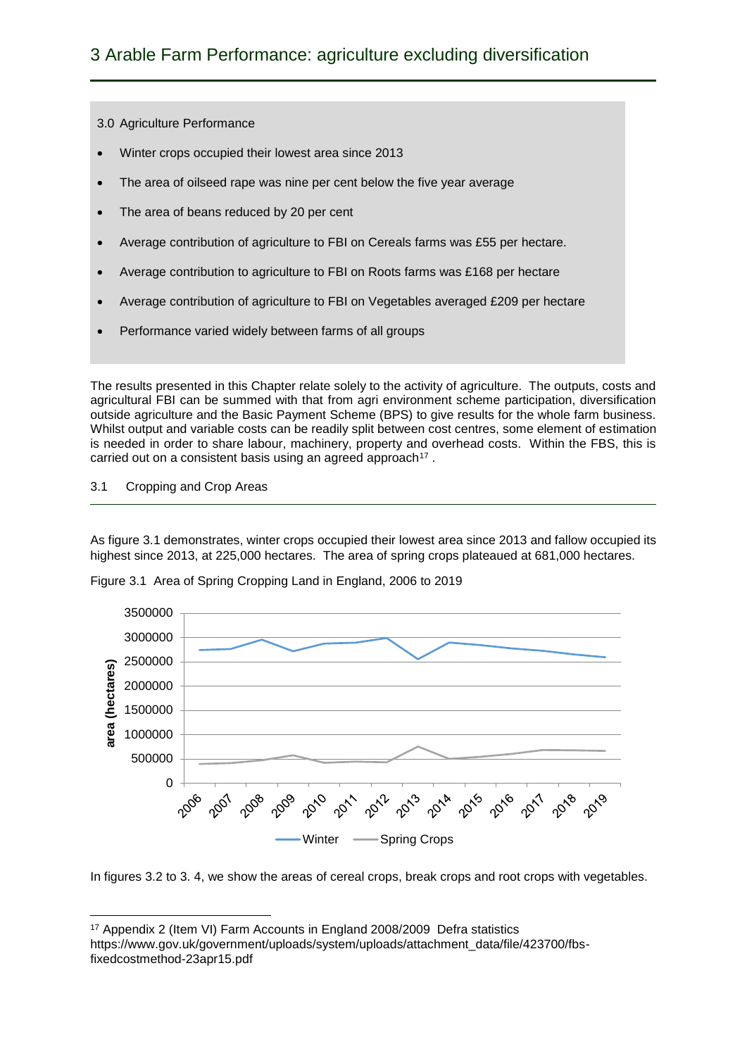# 3 Arable Farm Performance: agriculture excluding diversification

3.0 Agriculture Performance

- Winter crops occupied their lowest area since 2013
- The area of oilseed rape was nine per cent below the five year average
- The area of beans reduced by 20 per cent
- Average contribution of agriculture to FBI on Cereals farms was £55 per hectare.
- Average contribution to agriculture to FBI on Roots farms was £168 per hectare
- Average contribution of agriculture to FBI on Vegetables averaged £209 per hectare
- Performance varied widely between farms of all groups

The results presented in this Chapter relate solely to the activity of agriculture. The outputs, costs and agricultural FBI can be summed with that from agri environment scheme participation, diversification outside agriculture and the Basic Payment Scheme (BPS) to give results for the whole farm business. Whilst output and variable costs can be readily split between cost centres, some element of estimation is needed in order to share labour, machinery, property and overhead costs. Within the FBS, this is carried out on a consistent basis using an agreed approach[17] .

## 3.1 Cropping and Crop Areas

As figure 3.1 demonstrates, winter crops occupied their lowest area since 2013 and fallow occupied its highest since 2013, at 225,000 hectares. The area of spring crops plateaued at 681,000 hectares.

Figure 3.1 Area of Spring Cropping Land in England, 2006 to 2019

In figures 3.2 to 3. 4, we show the areas of cereal crops, break crops and root crops with vegetables.

[17] Appendix 2 (Item VI) Farm Accounts in England 2008/2009 Defra statistics https://www.gov.uk/government/uploads/system/uploads/attachment_data/file/423700/fbs-fixedcostmethod-23apr15.pdf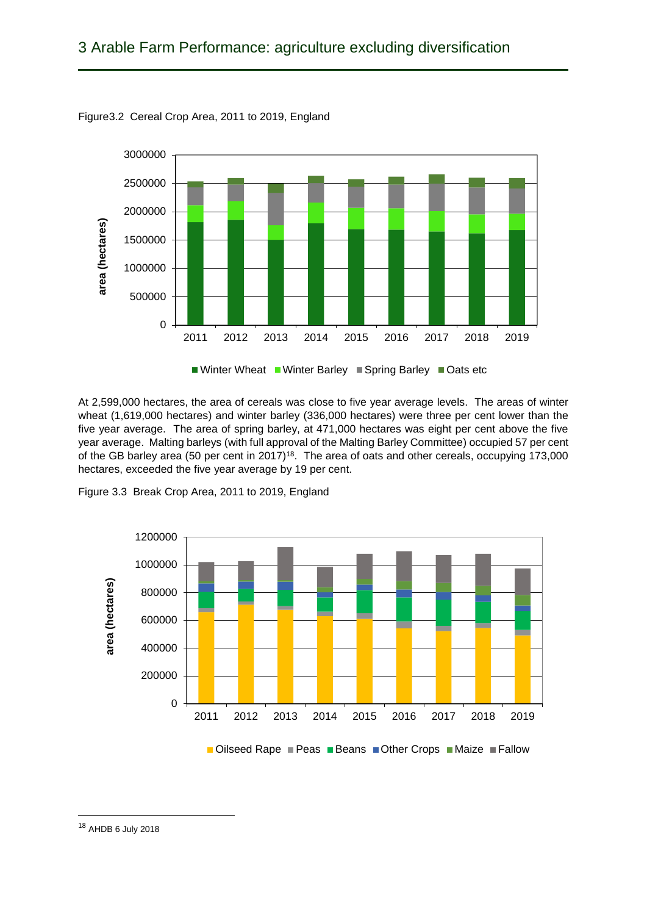# 3 Arable Farm Performance: agriculture excluding diversification

Figure3.2 Cereal Crop Area, 2011 to 2019, England

At 2,599,000 hectares, the area of cereals was close to five year average levels. The areas of winter wheat (1,619,000 hectares) and winter barley (336,000 hectares) were three per cent lower than the five year average. The area of spring barley, at 471,000 hectares was eight per cent above the five year average. Malting barleys (with full approval of the Malting Barley Committee) occupied 57 per cent of the GB barley area (50 per cent in 2017)[18]. The area of oats and other cereals, occupying 173,000 hectares, exceeded the five year average by 19 per cent.

Figure 3.3 Break Crop Area, 2011 to 2019, England

---

[18] AHDB 6 July 2018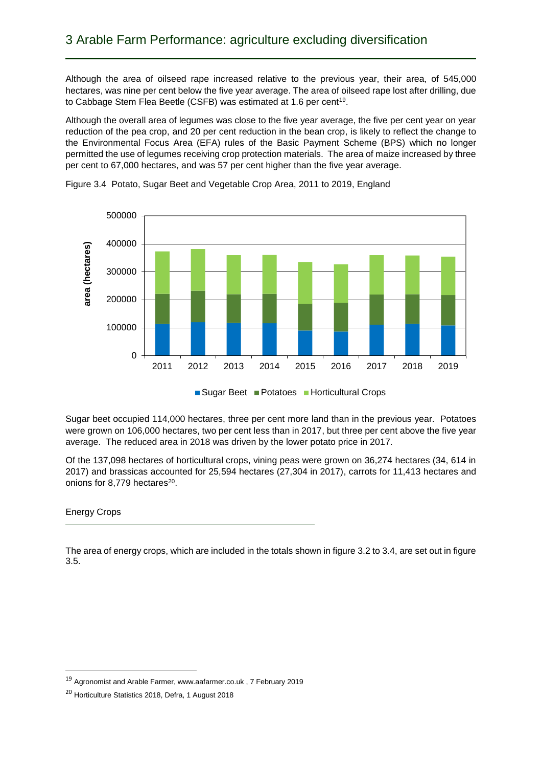# 3 Arable Farm Performance: agriculture excluding diversification

Although the area of oilseed rape increased relative to the previous year, their area, of 545,000 hectares, was nine per cent below the five year average. The area of oilseed rape lost after drilling, due to Cabbage Stem Flea Beetle (CSFB) was estimated at 1.6 per cent[19].

Although the overall area of legumes was close to the five year average, the five per cent year on year reduction of the pea crop, and 20 per cent reduction in the bean crop, is likely to reflect the change to the Environmental Focus Area (EFA) rules of the Basic Payment Scheme (BPS) which no longer permitted the use of legumes receiving crop protection materials. The area of maize increased by three per cent to 67,000 hectares, and was 57 per cent higher than the five year average.

Figure 3.4 Potato, Sugar Beet and Vegetable Crop Area, 2011 to 2019, England

Sugar beet occupied 114,000 hectares, three per cent more land than in the previous year. Potatoes were grown on 106,000 hectares, two per cent less than in 2017, but three per cent above the five year average. The reduced area in 2018 was driven by the lower potato price in 2017.

Of the 137,098 hectares of horticultural crops, vining peas were grown on 36,274 hectares (34, 614 in 2017) and brassicas accounted for 25,594 hectares (27,304 in 2017), carrots for 11,413 hectares and onions for 8,779 hectares[20].

## Energy Crops

The area of energy crops, which are included in the totals shown in figure 3.2 to 3.4, are set out in figure 3.5.

[19] Agronomist and Arable Farmer, www.aafarmer.co.uk , 7 February 2019

[20] Horticulture Statistics 2018, Defra, 1 August 2018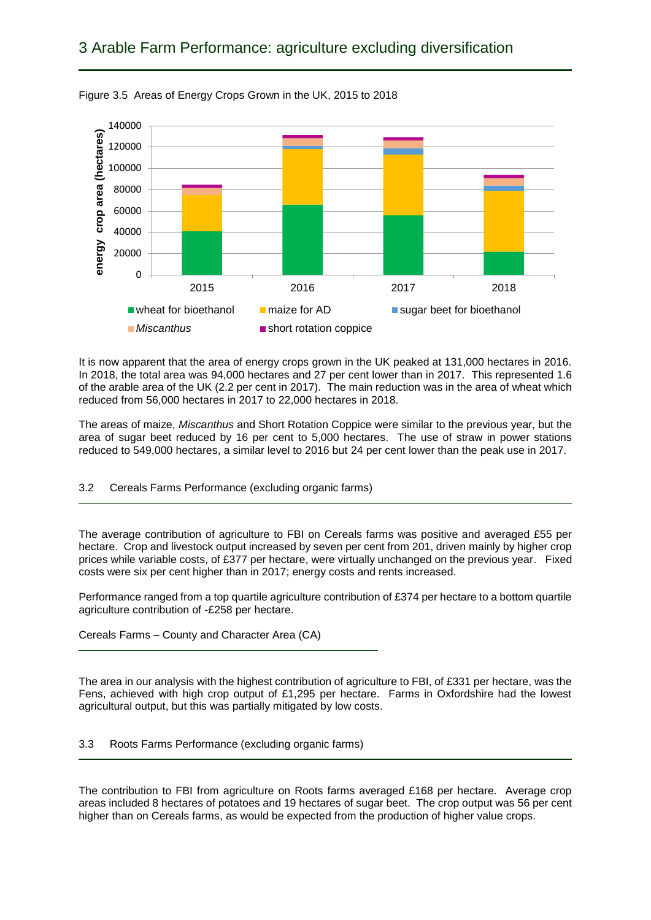# 3 Arable Farm Performance: agriculture excluding diversification

Figure 3.5 Areas of Energy Crops Grown in the UK, 2015 to 2018

It is now apparent that the area of energy crops grown in the UK peaked at 131,000 hectares in 2016. In 2018, the total area was 94,000 hectares and 27 per cent lower than in 2017. This represented 1.6 of the arable area of the UK (2.2 per cent in 2017). The main reduction was in the area of wheat which reduced from 56,000 hectares in 2017 to 22,000 hectares in 2018.

The areas of maize, *Miscanthus* and Short Rotation Coppice were similar to the previous year, but the area of sugar beet reduced by 16 per cent to 5,000 hectares. The use of straw in power stations reduced to 549,000 hectares, a similar level to 2016 but 24 per cent lower than the peak use in 2017.

## 3.2 Cereals Farms Performance (excluding organic farms)

The average contribution of agriculture to FBI on Cereals farms was positive and averaged £55 per hectare. Crop and livestock output increased by seven per cent from 201, driven mainly by higher crop prices while variable costs, of £377 per hectare, were virtually unchanged on the previous year. Fixed costs were six per cent higher than in 2017; energy costs and rents increased.

Performance ranged from a top quartile agriculture contribution of £374 per hectare to a bottom quartile agriculture contribution of -£258 per hectare.

### Cereals Farms – County and Character Area (CA)

The area in our analysis with the highest contribution of agriculture to FBI, of £331 per hectare, was the Fens, achieved with high crop output of £1,295 per hectare. Farms in Oxfordshire had the lowest agricultural output, but this was partially mitigated by low costs.

## 3.3 Roots Farms Performance (excluding organic farms)

The contribution to FBI from agriculture on Roots farms averaged £168 per hectare. Average crop areas included 8 hectares of potatoes and 19 hectares of sugar beet. The crop output was 56 per cent higher than on Cereals farms, as would be expected from the production of higher value crops.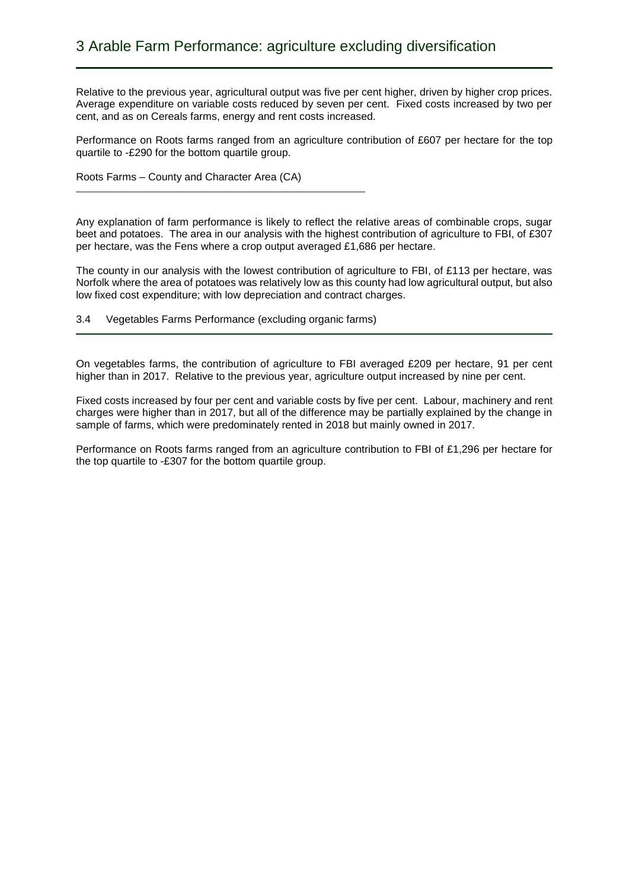# 3 Arable Farm Performance: agriculture excluding diversification

Relative to the previous year, agricultural output was five per cent higher, driven by higher crop prices. Average expenditure on variable costs reduced by seven per cent. Fixed costs increased by two per cent, and as on Cereals farms, energy and rent costs increased.

Performance on Roots farms ranged from an agriculture contribution of £607 per hectare for the top quartile to -£290 for the bottom quartile group.

Roots Farms – County and Character Area (CA)

Any explanation of farm performance is likely to reflect the relative areas of combinable crops, sugar beet and potatoes. The area in our analysis with the highest contribution of agriculture to FBI, of £307 per hectare, was the Fens where a crop output averaged £1,686 per hectare.

The county in our analysis with the lowest contribution of agriculture to FBI, of £113 per hectare, was Norfolk where the area of potatoes was relatively low as this county had low agricultural output, but also low fixed cost expenditure; with low depreciation and contract charges.

## 3.4 Vegetables Farms Performance (excluding organic farms)

On vegetables farms, the contribution of agriculture to FBI averaged £209 per hectare, 91 per cent higher than in 2017. Relative to the previous year, agriculture output increased by nine per cent.

Fixed costs increased by four per cent and variable costs by five per cent. Labour, machinery and rent charges were higher than in 2017, but all of the difference may be partially explained by the change in sample of farms, which were predominately rented in 2018 but mainly owned in 2017.

Performance on Roots farms ranged from an agriculture contribution to FBI of £1,296 per hectare for the top quartile to -£307 for the bottom quartile group.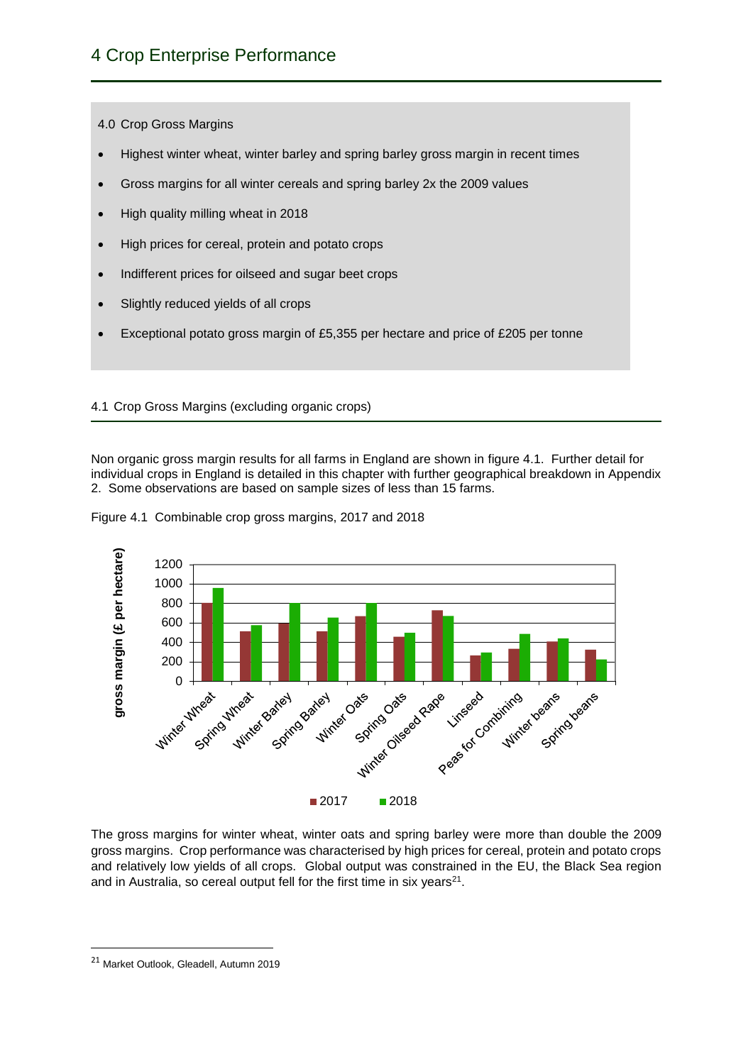# 4 Crop Enterprise Performance

4.0 Crop Gross Margins

- Highest winter wheat, winter barley and spring barley gross margin in recent times
- Gross margins for all winter cereals and spring barley 2x the 2009 values
- High quality milling wheat in 2018
- High prices for cereal, protein and potato crops
- Indifferent prices for oilseed and sugar beet crops
- Slightly reduced yields of all crops
- Exceptional potato gross margin of £5,355 per hectare and price of £205 per tonne

## 4.1 Crop Gross Margins (excluding organic crops)

Non organic gross margin results for all farms in England are shown in figure 4.1. Further detail for individual crops in England is detailed in this chapter with further geographical breakdown in Appendix 2. Some observations are based on sample sizes of less than 15 farms.

Figure 4.1 Combinable crop gross margins, 2017 and 2018

The gross margins for winter wheat, winter oats and spring barley were more than double the 2009 gross margins. Crop performance was characterised by high prices for cereal, protein and potato crops and relatively low yields of all crops. Global output was constrained in the EU, the Black Sea region and in Australia, so cereal output fell for the first time in six years[21].

[21] Market Outlook, Gleadell, Autumn 2019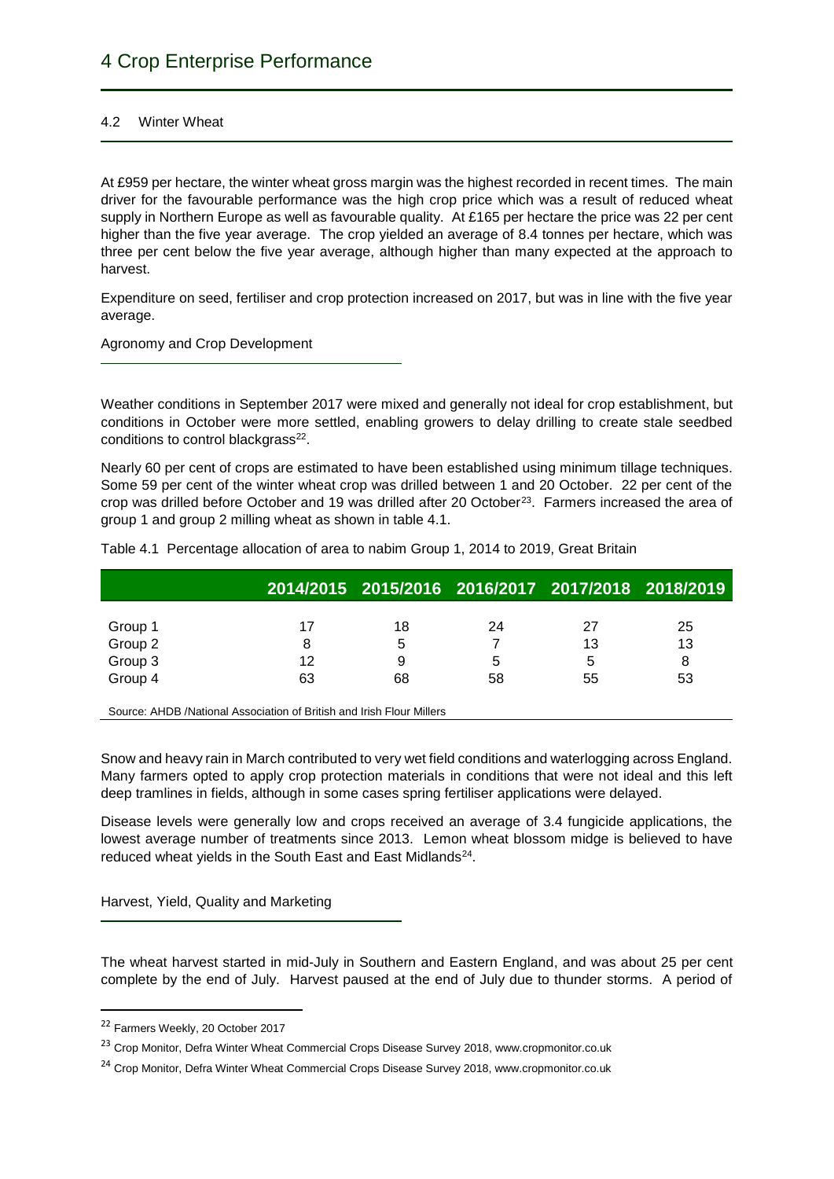# 4 Crop Enterprise Performance

## 4.2 Winter Wheat

At £959 per hectare, the winter wheat gross margin was the highest recorded in recent times. The main driver for the favourable performance was the high crop price which was a result of reduced wheat supply in Northern Europe as well as favourable quality. At £165 per hectare the price was 22 per cent higher than the five year average. The crop yielded an average of 8.4 tonnes per hectare, which was three per cent below the five year average, although higher than many expected at the approach to harvest.

Expenditure on seed, fertiliser and crop protection increased on 2017, but was in line with the five year average.

### Agronomy and Crop Development

Weather conditions in September 2017 were mixed and generally not ideal for crop establishment, but conditions in October were more settled, enabling growers to delay drilling to create stale seedbed conditions to control blackgrass[22].

Nearly 60 per cent of crops are estimated to have been established using minimum tillage techniques. Some 59 per cent of the winter wheat crop was drilled between 1 and 20 October. 22 per cent of the crop was drilled before October and 19 was drilled after 20 October[23]. Farmers increased the area of group 1 and group 2 milling wheat as shown in table 4.1.

Table 4.1 Percentage allocation of area to nabim Group 1, 2014 to 2019, Great Britain

| | 2014/2015 | 2015/2016 | 2016/2017 | 2017/2018 | 2018/2019 |
|---|---|---|---|---|---|
| Group 1 | 17 | 18 | 24 | 27 | 25 |
| Group 2 | 8 | 5 | 7 | 13 | 13 |
| Group 3 | 12 | 9 | 5 | 5 | 8 |
| Group 4 | 63 | 68 | 58 | 55 | 53 |

Source: AHDB /National Association of British and Irish Flour Millers

Snow and heavy rain in March contributed to very wet field conditions and waterlogging across England. Many farmers opted to apply crop protection materials in conditions that were not ideal and this left deep tramlines in fields, although in some cases spring fertiliser applications were delayed.

Disease levels were generally low and crops received an average of 3.4 fungicide applications, the lowest average number of treatments since 2013. Lemon wheat blossom midge is believed to have reduced wheat yields in the South East and East Midlands[24].

### Harvest, Yield, Quality and Marketing

The wheat harvest started in mid-July in Southern and Eastern England, and was about 25 per cent complete by the end of July. Harvest paused at the end of July due to thunder storms. A period of

[22] Farmers Weekly, 20 October 2017

[23] Crop Monitor, Defra Winter Wheat Commercial Crops Disease Survey 2018, www.cropmonitor.co.uk

[24] Crop Monitor, Defra Winter Wheat Commercial Crops Disease Survey 2018, www.cropmonitor.co.uk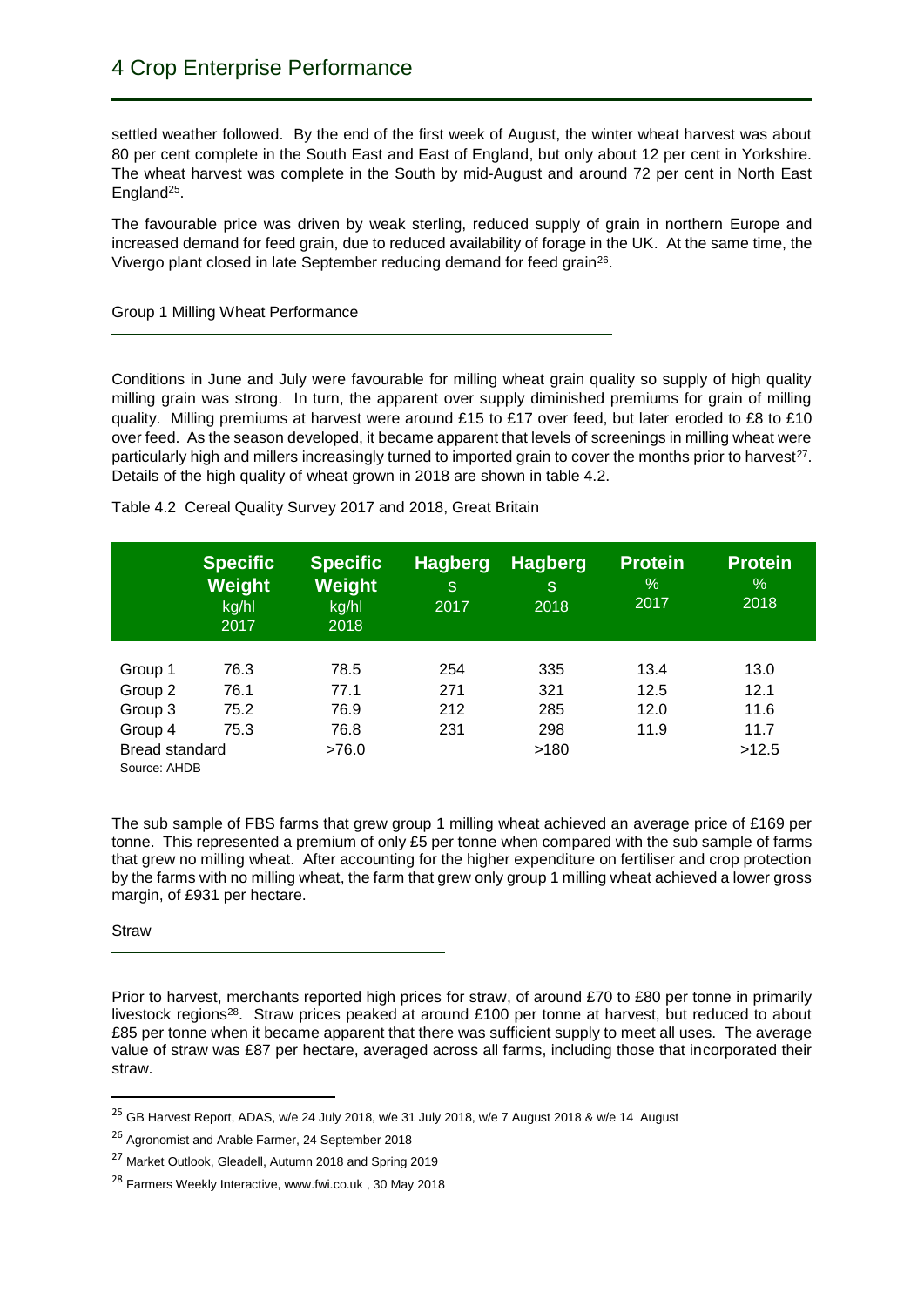settled weather followed. By the end of the first week of August, the winter wheat harvest was about 80 per cent complete in the South East and East of England, but only about 12 per cent in Yorkshire. The wheat harvest was complete in the South by mid-August and around 72 per cent in North East England[25].

The favourable price was driven by weak sterling, reduced supply of grain in northern Europe and increased demand for feed grain, due to reduced availability of forage in the UK. At the same time, the Vivergo plant closed in late September reducing demand for feed grain[26].

### Group 1 Milling Wheat Performance

Conditions in June and July were favourable for milling wheat grain quality so supply of high quality milling grain was strong. In turn, the apparent over supply diminished premiums for grain of milling quality. Milling premiums at harvest were around £15 to £17 over feed, but later eroded to £8 to £10 over feed. As the season developed, it became apparent that levels of screenings in milling wheat were particularly high and millers increasingly turned to imported grain to cover the months prior to harvest[27]. Details of the high quality of wheat grown in 2018 are shown in table 4.2.

Table 4.2 Cereal Quality Survey 2017 and 2018, Great Britain

| | Specific Weight kg/hl 2017 | Specific Weight kg/hl 2018 | Hagbergs 2017 | Hagbergs 2018 | Protein % 2017 | Protein % 2018 |
|---|---|---|---|---|---|---|
| Group 1 | 76.3 | 78.5 | 254 | 335 | 13.4 | 13.0 |
| Group 2 | 76.1 | 77.1 | 271 | 321 | 12.5 | 12.1 |
| Group 3 | 75.2 | 76.9 | 212 | 285 | 12.0 | 11.6 |
| Group 4 | 75.3 | 76.8 | 231 | 298 | 11.9 | 11.7 |
| Bread standard | | >76.0 | | >180 | | >12.5 |

Source: AHDB

The sub sample of FBS farms that grew group 1 milling wheat achieved an average price of £169 per tonne. This represented a premium of only £5 per tonne when compared with the sub sample of farms that grew no milling wheat. After accounting for the higher expenditure on fertiliser and crop protection by the farms with no milling wheat, the farm that grew only group 1 milling wheat achieved a lower gross margin, of £931 per hectare.

### Straw

Prior to harvest, merchants reported high prices for straw, of around £70 to £80 per tonne in primarily livestock regions[28]. Straw prices peaked at around £100 per tonne at harvest, but reduced to about £85 per tonne when it became apparent that there was sufficient supply to meet all uses. The average value of straw was £87 per hectare, averaged across all farms, including those that incorporated their straw.

---

[25] GB Harvest Report, ADAS, w/e 24 July 2018, w/e 31 July 2018, w/e 7 August 2018 & w/e 14 August

[26] Agronomist and Arable Farmer, 24 September 2018

[27] Market Outlook, Gleadell, Autumn 2018 and Spring 2019

[28] Farmers Weekly Interactive, www.fwi.co.uk , 30 May 2018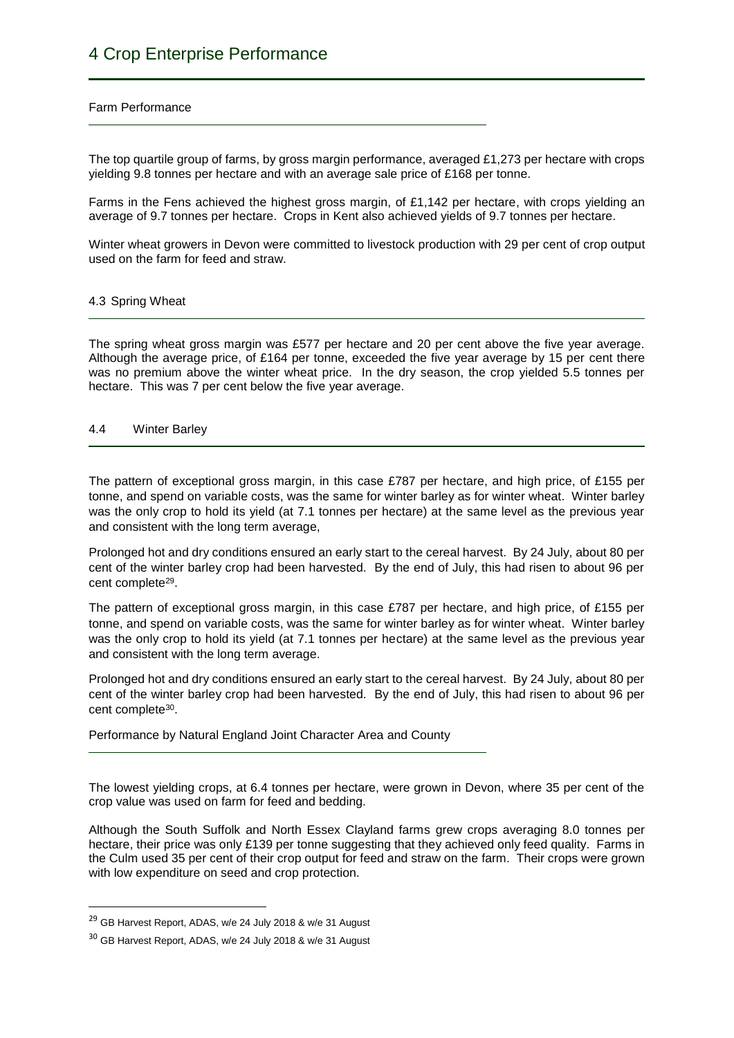# 4 Crop Enterprise Performance

### Farm Performance

The top quartile group of farms, by gross margin performance, averaged £1,273 per hectare with crops yielding 9.8 tonnes per hectare and with an average sale price of £168 per tonne.

Farms in the Fens achieved the highest gross margin, of £1,142 per hectare, with crops yielding an average of 9.7 tonnes per hectare. Crops in Kent also achieved yields of 9.7 tonnes per hectare.

Winter wheat growers in Devon were committed to livestock production with 29 per cent of crop output used on the farm for feed and straw.

## 4.3 Spring Wheat

The spring wheat gross margin was £577 per hectare and 20 per cent above the five year average. Although the average price, of £164 per tonne, exceeded the five year average by 15 per cent there was no premium above the winter wheat price. In the dry season, the crop yielded 5.5 tonnes per hectare. This was 7 per cent below the five year average.

## 4.4 Winter Barley

The pattern of exceptional gross margin, in this case £787 per hectare, and high price, of £155 per tonne, and spend on variable costs, was the same for winter barley as for winter wheat. Winter barley was the only crop to hold its yield (at 7.1 tonnes per hectare) at the same level as the previous year and consistent with the long term average,

Prolonged hot and dry conditions ensured an early start to the cereal harvest. By 24 July, about 80 per cent of the winter barley crop had been harvested. By the end of July, this had risen to about 96 per cent complete[29].

The pattern of exceptional gross margin, in this case £787 per hectare, and high price, of £155 per tonne, and spend on variable costs, was the same for winter barley as for winter wheat. Winter barley was the only crop to hold its yield (at 7.1 tonnes per hectare) at the same level as the previous year and consistent with the long term average.

Prolonged hot and dry conditions ensured an early start to the cereal harvest. By 24 July, about 80 per cent of the winter barley crop had been harvested. By the end of July, this had risen to about 96 per cent complete[30].

### Performance by Natural England Joint Character Area and County

The lowest yielding crops, at 6.4 tonnes per hectare, were grown in Devon, where 35 per cent of the crop value was used on farm for feed and bedding.

Although the South Suffolk and North Essex Clayland farms grew crops averaging 8.0 tonnes per hectare, their price was only £139 per tonne suggesting that they achieved only feed quality. Farms in the Culm used 35 per cent of their crop output for feed and straw on the farm. Their crops were grown with low expenditure on seed and crop protection.

---

[29] GB Harvest Report, ADAS, w/e 24 July 2018 & w/e 31 August

[30] GB Harvest Report, ADAS, w/e 24 July 2018 & w/e 31 August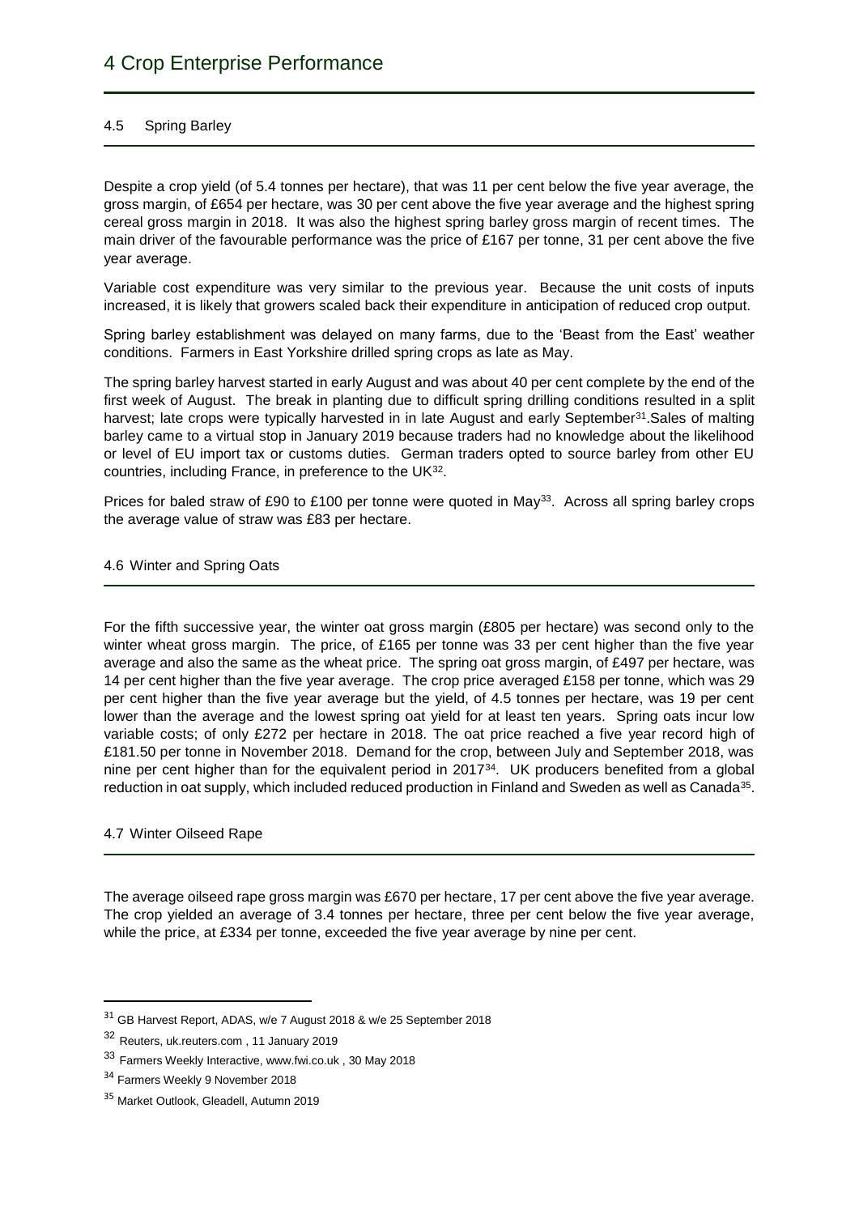# 4 Crop Enterprise Performance

## 4.5 Spring Barley

Despite a crop yield (of 5.4 tonnes per hectare), that was 11 per cent below the five year average, the gross margin, of £654 per hectare, was 30 per cent above the five year average and the highest spring cereal gross margin in 2018. It was also the highest spring barley gross margin of recent times. The main driver of the favourable performance was the price of £167 per tonne, 31 per cent above the five year average.

Variable cost expenditure was very similar to the previous year. Because the unit costs of inputs increased, it is likely that growers scaled back their expenditure in anticipation of reduced crop output.

Spring barley establishment was delayed on many farms, due to the 'Beast from the East' weather conditions. Farmers in East Yorkshire drilled spring crops as late as May.

The spring barley harvest started in early August and was about 40 per cent complete by the end of the first week of August. The break in planting due to difficult spring drilling conditions resulted in a split harvest; late crops were typically harvested in in late August and early September[31].Sales of malting barley came to a virtual stop in January 2019 because traders had no knowledge about the likelihood or level of EU import tax or customs duties. German traders opted to source barley from other EU countries, including France, in preference to the UK[32].

Prices for baled straw of £90 to £100 per tonne were quoted in May[33]. Across all spring barley crops the average value of straw was £83 per hectare.

## 4.6 Winter and Spring Oats

For the fifth successive year, the winter oat gross margin (£805 per hectare) was second only to the winter wheat gross margin. The price, of £165 per tonne was 33 per cent higher than the five year average and also the same as the wheat price. The spring oat gross margin, of £497 per hectare, was 14 per cent higher than the five year average. The crop price averaged £158 per tonne, which was 29 per cent higher than the five year average but the yield, of 4.5 tonnes per hectare, was 19 per cent lower than the average and the lowest spring oat yield for at least ten years. Spring oats incur low variable costs; of only £272 per hectare in 2018. The oat price reached a five year record high of £181.50 per tonne in November 2018. Demand for the crop, between July and September 2018, was nine per cent higher than for the equivalent period in 2017[34]. UK producers benefited from a global reduction in oat supply, which included reduced production in Finland and Sweden as well as Canada[35].

## 4.7 Winter Oilseed Rape

The average oilseed rape gross margin was £670 per hectare, 17 per cent above the five year average. The crop yielded an average of 3.4 tonnes per hectare, three per cent below the five year average, while the price, at £334 per tonne, exceeded the five year average by nine per cent.

---

[31] GB Harvest Report, ADAS, w/e 7 August 2018 & w/e 25 September 2018

[32] Reuters, uk.reuters.com , 11 January 2019

[33] Farmers Weekly Interactive, www.fwi.co.uk , 30 May 2018

[34] Farmers Weekly 9 November 2018

[35] Market Outlook, Gleadell, Autumn 2019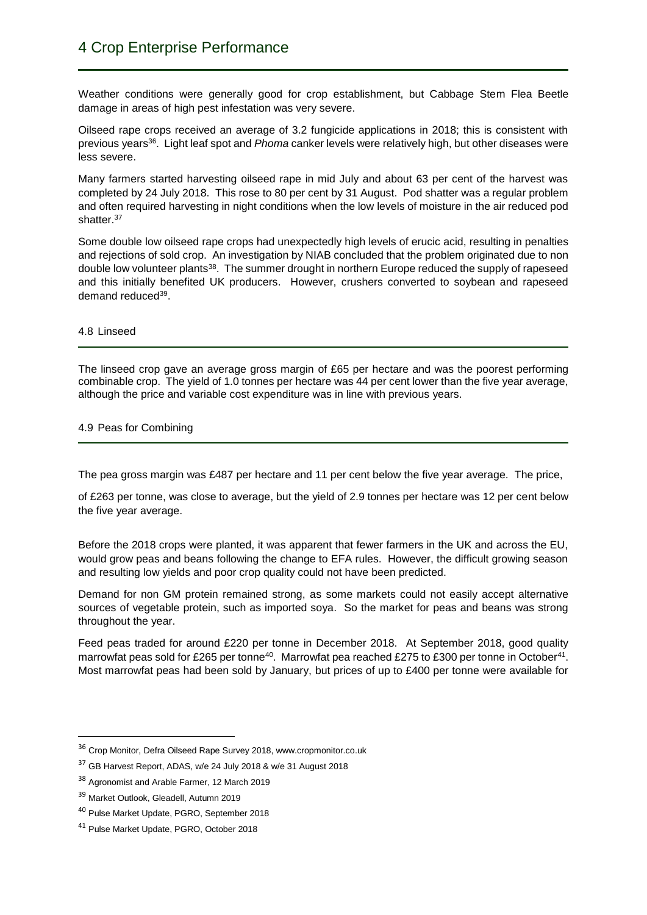Weather conditions were generally good for crop establishment, but Cabbage Stem Flea Beetle damage in areas of high pest infestation was very severe.

Oilseed rape crops received an average of 3.2 fungicide applications in 2018; this is consistent with previous years[36]. Light leaf spot and *Phoma* canker levels were relatively high, but other diseases were less severe.

Many farmers started harvesting oilseed rape in mid July and about 63 per cent of the harvest was completed by 24 July 2018. This rose to 80 per cent by 31 August. Pod shatter was a regular problem and often required harvesting in night conditions when the low levels of moisture in the air reduced pod shatter.[37]

Some double low oilseed rape crops had unexpectedly high levels of erucic acid, resulting in penalties and rejections of sold crop. An investigation by NIAB concluded that the problem originated due to non double low volunteer plants[38]. The summer drought in northern Europe reduced the supply of rapeseed and this initially benefited UK producers. However, crushers converted to soybean and rapeseed demand reduced[39].

### 4.8 Linseed

The linseed crop gave an average gross margin of £65 per hectare and was the poorest performing combinable crop. The yield of 1.0 tonnes per hectare was 44 per cent lower than the five year average, although the price and variable cost expenditure was in line with previous years.

### 4.9 Peas for Combining

The pea gross margin was £487 per hectare and 11 per cent below the five year average. The price,

of £263 per tonne, was close to average, but the yield of 2.9 tonnes per hectare was 12 per cent below the five year average.

Before the 2018 crops were planted, it was apparent that fewer farmers in the UK and across the EU, would grow peas and beans following the change to EFA rules. However, the difficult growing season and resulting low yields and poor crop quality could not have been predicted.

Demand for non GM protein remained strong, as some markets could not easily accept alternative sources of vegetable protein, such as imported soya. So the market for peas and beans was strong throughout the year.

Feed peas traded for around £220 per tonne in December 2018. At September 2018, good quality marrowfat peas sold for £265 per tonne[40]. Marrowfat pea reached £275 to £300 per tonne in October[41]. Most marrowfat peas had been sold by January, but prices of up to £400 per tonne were available for

---

[36] Crop Monitor, Defra Oilseed Rape Survey 2018, www.cropmonitor.co.uk

[37] GB Harvest Report, ADAS, w/e 24 July 2018 & w/e 31 August 2018

[38] Agronomist and Arable Farmer, 12 March 2019

[39] Market Outlook, Gleadell, Autumn 2019

[40] Pulse Market Update, PGRO, September 2018

[41] Pulse Market Update, PGRO, October 2018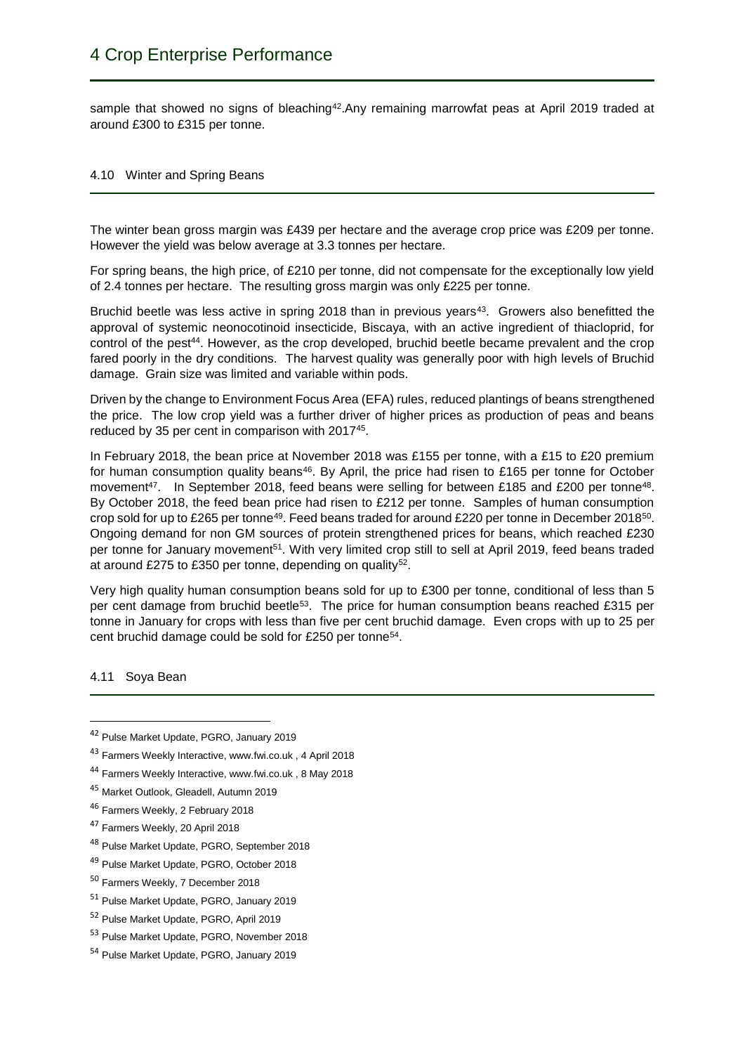sample that showed no signs of bleaching[42].Any remaining marrowfat peas at April 2019 traded at around £300 to £315 per tonne.

### 4.10 Winter and Spring Beans

The winter bean gross margin was £439 per hectare and the average crop price was £209 per tonne. However the yield was below average at 3.3 tonnes per hectare.

For spring beans, the high price, of £210 per tonne, did not compensate for the exceptionally low yield of 2.4 tonnes per hectare. The resulting gross margin was only £225 per tonne.

Bruchid beetle was less active in spring 2018 than in previous years[43]. Growers also benefitted the approval of systemic neonocotinoid insecticide, Biscaya, with an active ingredient of thiacloprid, for control of the pest[44]. However, as the crop developed, bruchid beetle became prevalent and the crop fared poorly in the dry conditions. The harvest quality was generally poor with high levels of Bruchid damage. Grain size was limited and variable within pods.

Driven by the change to Environment Focus Area (EFA) rules, reduced plantings of beans strengthened the price. The low crop yield was a further driver of higher prices as production of peas and beans reduced by 35 per cent in comparison with 2017[45].

In February 2018, the bean price at November 2018 was £155 per tonne, with a £15 to £20 premium for human consumption quality beans[46]. By April, the price had risen to £165 per tonne for October movement[47]. In September 2018, feed beans were selling for between £185 and £200 per tonne[48]. By October 2018, the feed bean price had risen to £212 per tonne. Samples of human consumption crop sold for up to £265 per tonne[49]. Feed beans traded for around £220 per tonne in December 2018[50]. Ongoing demand for non GM sources of protein strengthened prices for beans, which reached £230 per tonne for January movement[51]. With very limited crop still to sell at April 2019, feed beans traded at around £275 to £350 per tonne, depending on quality[52].

Very high quality human consumption beans sold for up to £300 per tonne, conditional of less than 5 per cent damage from bruchid beetle[53]. The price for human consumption beans reached £315 per tonne in January for crops with less than five per cent bruchid damage. Even crops with up to 25 per cent bruchid damage could be sold for £250 per tonne[54].

### 4.11 Soya Bean

---

[42] Pulse Market Update, PGRO, January 2019

[43] Farmers Weekly Interactive, www.fwi.co.uk , 4 April 2018

[44] Farmers Weekly Interactive, www.fwi.co.uk , 8 May 2018

[45] Market Outlook, Gleadell, Autumn 2019

[46] Farmers Weekly, 2 February 2018

[47] Farmers Weekly, 20 April 2018

[48] Pulse Market Update, PGRO, September 2018

[49] Pulse Market Update, PGRO, October 2018

[50] Farmers Weekly, 7 December 2018

[51] Pulse Market Update, PGRO, January 2019

[52] Pulse Market Update, PGRO, April 2019

[53] Pulse Market Update, PGRO, November 2018

[54] Pulse Market Update, PGRO, January 2019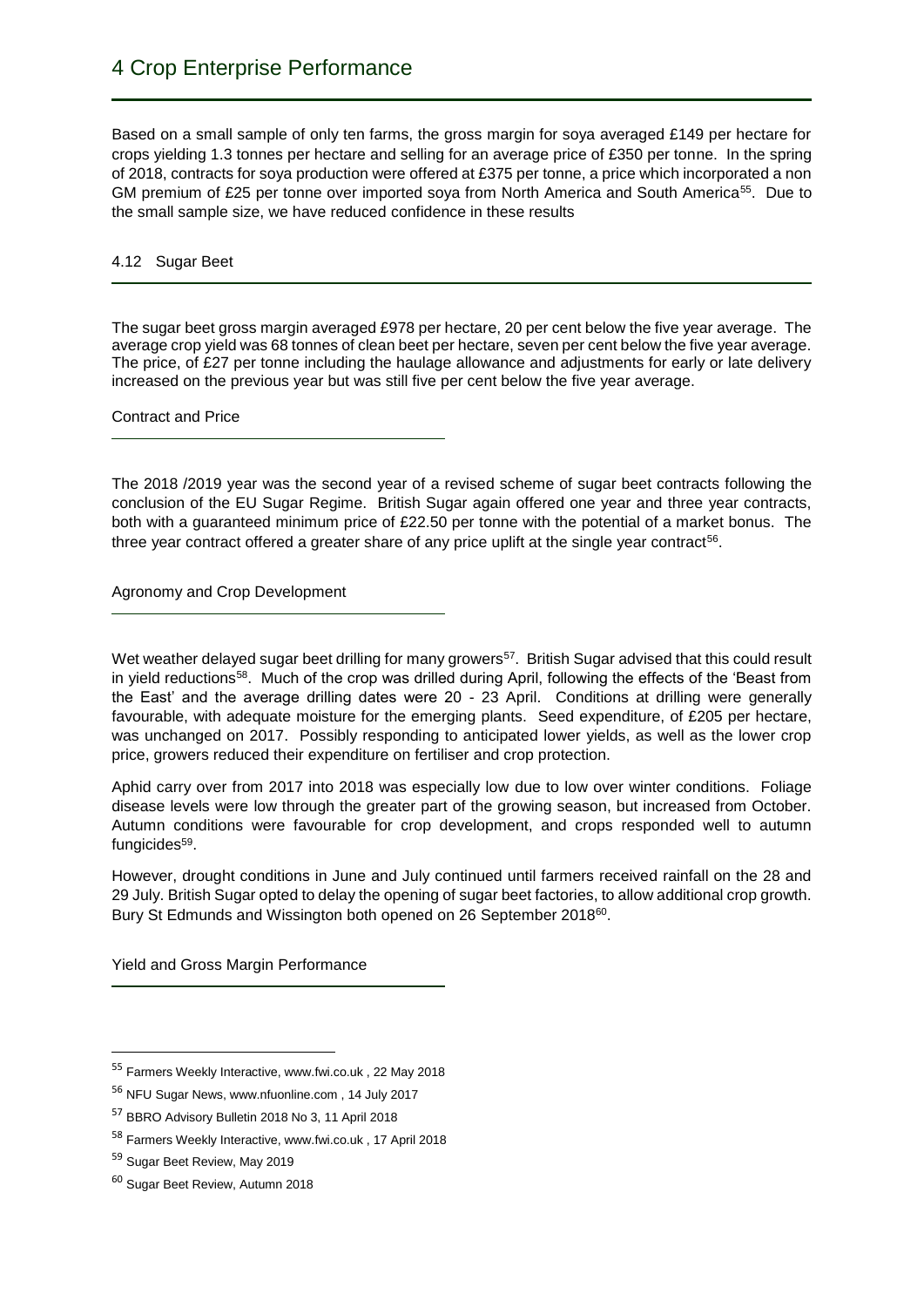Based on a small sample of only ten farms, the gross margin for soya averaged £149 per hectare for crops yielding 1.3 tonnes per hectare and selling for an average price of £350 per tonne. In the spring of 2018, contracts for soya production were offered at £375 per tonne, a price which incorporated a non GM premium of £25 per tonne over imported soya from North America and South America[55]. Due to the small sample size, we have reduced confidence in these results

## 4.12 Sugar Beet

The sugar beet gross margin averaged £978 per hectare, 20 per cent below the five year average. The average crop yield was 68 tonnes of clean beet per hectare, seven per cent below the five year average. The price, of £27 per tonne including the haulage allowance and adjustments for early or late delivery increased on the previous year but was still five per cent below the five year average.

### Contract and Price

The 2018 /2019 year was the second year of a revised scheme of sugar beet contracts following the conclusion of the EU Sugar Regime. British Sugar again offered one year and three year contracts, both with a guaranteed minimum price of £22.50 per tonne with the potential of a market bonus. The three year contract offered a greater share of any price uplift at the single year contract[56].

### Agronomy and Crop Development

Wet weather delayed sugar beet drilling for many growers[57]. British Sugar advised that this could result in yield reductions[58]. Much of the crop was drilled during April, following the effects of the 'Beast from the East' and the average drilling dates were 20 - 23 April. Conditions at drilling were generally favourable, with adequate moisture for the emerging plants. Seed expenditure, of £205 per hectare, was unchanged on 2017. Possibly responding to anticipated lower yields, as well as the lower crop price, growers reduced their expenditure on fertiliser and crop protection.

Aphid carry over from 2017 into 2018 was especially low due to low over winter conditions. Foliage disease levels were low through the greater part of the growing season, but increased from October. Autumn conditions were favourable for crop development, and crops responded well to autumn fungicides[59].

However, drought conditions in June and July continued until farmers received rainfall on the 28 and 29 July. British Sugar opted to delay the opening of sugar beet factories, to allow additional crop growth. Bury St Edmunds and Wissington both opened on 26 September 2018[60].

### Yield and Gross Margin Performance

---

[55] Farmers Weekly Interactive, www.fwi.co.uk , 22 May 2018

[56] NFU Sugar News, www.nfuonline.com , 14 July 2017

[57] BBRO Advisory Bulletin 2018 No 3, 11 April 2018

[58] Farmers Weekly Interactive, www.fwi.co.uk , 17 April 2018

[59] Sugar Beet Review, May 2019

[60] Sugar Beet Review, Autumn 2018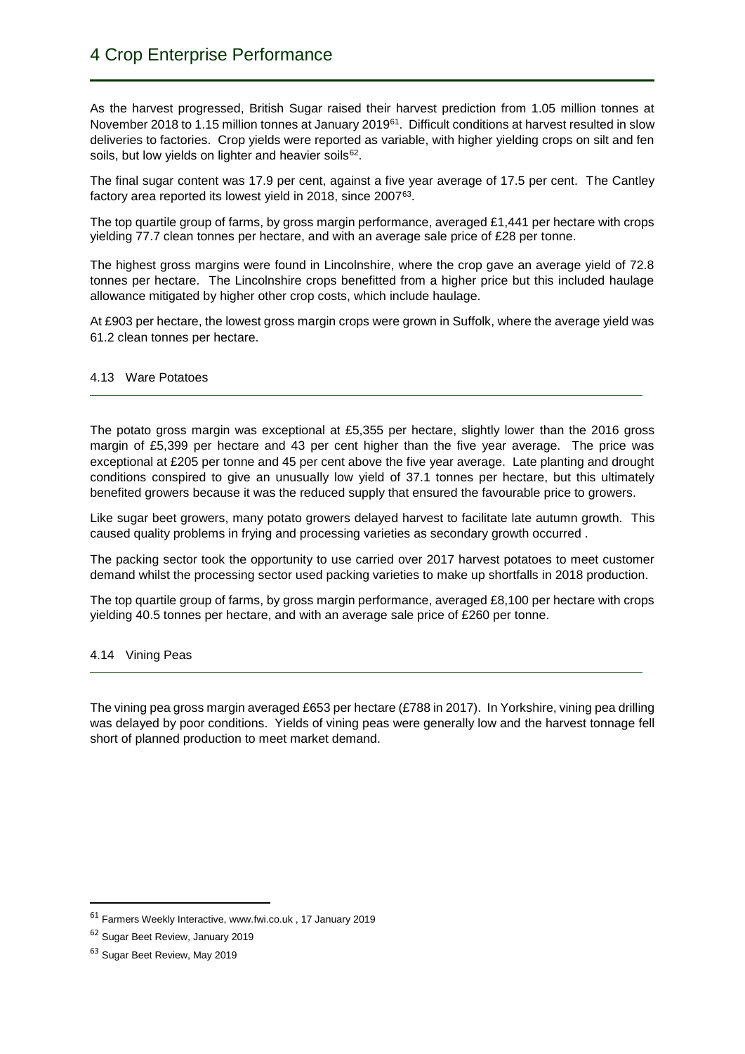As the harvest progressed, British Sugar raised their harvest prediction from 1.05 million tonnes at November 2018 to 1.15 million tonnes at January 2019[61]. Difficult conditions at harvest resulted in slow deliveries to factories. Crop yields were reported as variable, with higher yielding crops on silt and fen soils, but low yields on lighter and heavier soils[62].

The final sugar content was 17.9 per cent, against a five year average of 17.5 per cent. The Cantley factory area reported its lowest yield in 2018, since 2007[63].

The top quartile group of farms, by gross margin performance, averaged £1,441 per hectare with crops yielding 77.7 clean tonnes per hectare, and with an average sale price of £28 per tonne.

The highest gross margins were found in Lincolnshire, where the crop gave an average yield of 72.8 tonnes per hectare. The Lincolnshire crops benefitted from a higher price but this included haulage allowance mitigated by higher other crop costs, which include haulage.

At £903 per hectare, the lowest gross margin crops were grown in Suffolk, where the average yield was 61.2 clean tonnes per hectare.

### 4.13 Ware Potatoes

The potato gross margin was exceptional at £5,355 per hectare, slightly lower than the 2016 gross margin of £5,399 per hectare and 43 per cent higher than the five year average. The price was exceptional at £205 per tonne and 45 per cent above the five year average. Late planting and drought conditions conspired to give an unusually low yield of 37.1 tonnes per hectare, but this ultimately benefited growers because it was the reduced supply that ensured the favourable price to growers.

Like sugar beet growers, many potato growers delayed harvest to facilitate late autumn growth. This caused quality problems in frying and processing varieties as secondary growth occurred .

The packing sector took the opportunity to use carried over 2017 harvest potatoes to meet customer demand whilst the processing sector used packing varieties to make up shortfalls in 2018 production.

The top quartile group of farms, by gross margin performance, averaged £8,100 per hectare with crops yielding 40.5 tonnes per hectare, and with an average sale price of £260 per tonne.

### 4.14 Vining Peas

The vining pea gross margin averaged £653 per hectare (£788 in 2017). In Yorkshire, vining pea drilling was delayed by poor conditions. Yields of vining peas were generally low and the harvest tonnage fell short of planned production to meet market demand.

---

[61] Farmers Weekly Interactive, www.fwi.co.uk , 17 January 2019

[62] Sugar Beet Review, January 2019

[63] Sugar Beet Review, May 2019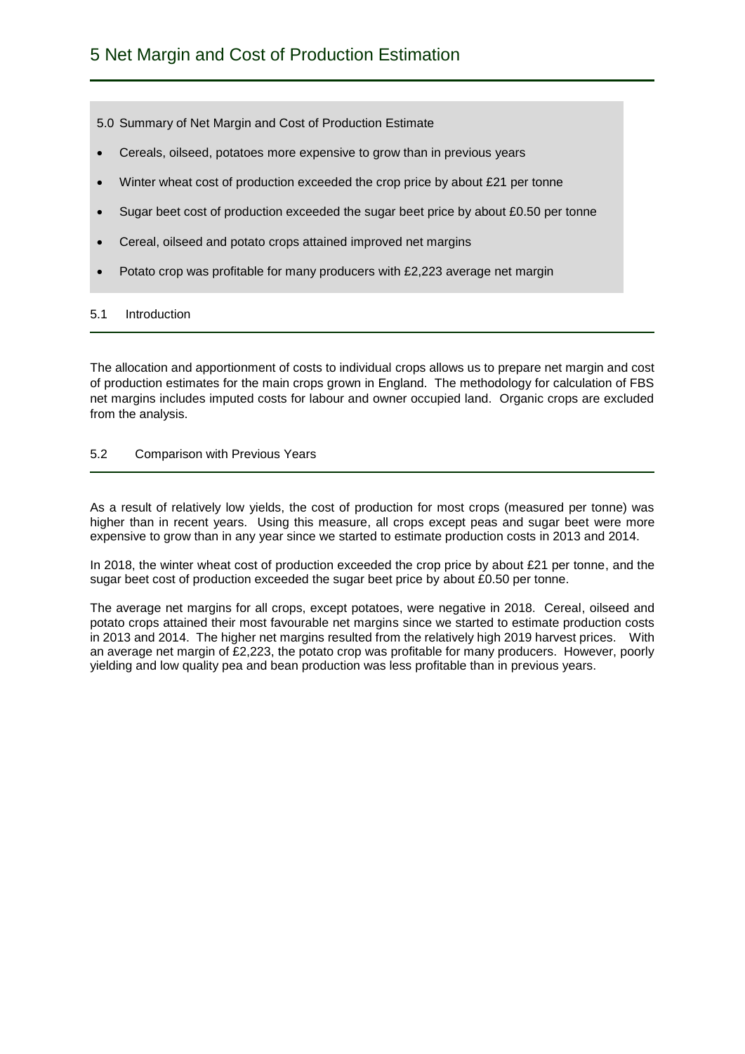# 5 Net Margin and Cost of Production Estimation

5.0 Summary of Net Margin and Cost of Production Estimate

- Cereals, oilseed, potatoes more expensive to grow than in previous years
- Winter wheat cost of production exceeded the crop price by about £21 per tonne
- Sugar beet cost of production exceeded the sugar beet price by about £0.50 per tonne
- Cereal, oilseed and potato crops attained improved net margins
- Potato crop was profitable for many producers with £2,223 average net margin

## 5.1 Introduction

The allocation and apportionment of costs to individual crops allows us to prepare net margin and cost of production estimates for the main crops grown in England. The methodology for calculation of FBS net margins includes imputed costs for labour and owner occupied land. Organic crops are excluded from the analysis.

## 5.2 Comparison with Previous Years

As a result of relatively low yields, the cost of production for most crops (measured per tonne) was higher than in recent years. Using this measure, all crops except peas and sugar beet were more expensive to grow than in any year since we started to estimate production costs in 2013 and 2014.

In 2018, the winter wheat cost of production exceeded the crop price by about £21 per tonne, and the sugar beet cost of production exceeded the sugar beet price by about £0.50 per tonne.

The average net margins for all crops, except potatoes, were negative in 2018. Cereal, oilseed and potato crops attained their most favourable net margins since we started to estimate production costs in 2013 and 2014. The higher net margins resulted from the relatively high 2019 harvest prices. With an average net margin of £2,223, the potato crop was profitable for many producers. However, poorly yielding and low quality pea and bean production was less profitable than in previous years.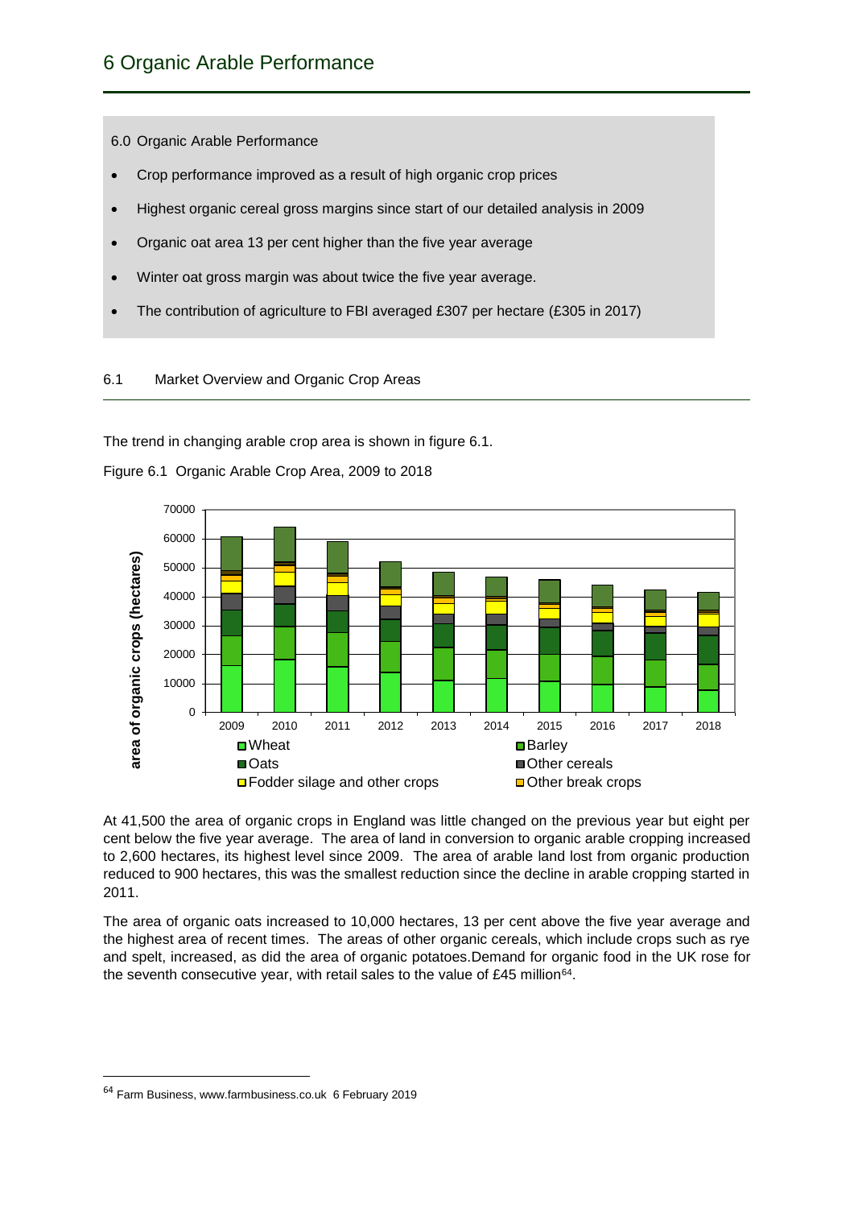# 6 Organic Arable Performance

6.0 Organic Arable Performance

- Crop performance improved as a result of high organic crop prices
- Highest organic cereal gross margins since start of our detailed analysis in 2009
- Organic oat area 13 per cent higher than the five year average
- Winter oat gross margin was about twice the five year average.
- The contribution of agriculture to FBI averaged £307 per hectare (£305 in 2017)

## 6.1 Market Overview and Organic Crop Areas

The trend in changing arable crop area is shown in figure 6.1.

Figure 6.1 Organic Arable Crop Area, 2009 to 2018

At 41,500 the area of organic crops in England was little changed on the previous year but eight per cent below the five year average. The area of land in conversion to organic arable cropping increased to 2,600 hectares, its highest level since 2009. The area of arable land lost from organic production reduced to 900 hectares, this was the smallest reduction since the decline in arable cropping started in 2011.

The area of organic oats increased to 10,000 hectares, 13 per cent above the five year average and the highest area of recent times. The areas of other organic cereals, which include crops such as rye and spelt, increased, as did the area of organic potatoes.Demand for organic food in the UK rose for the seventh consecutive year, with retail sales to the value of £45 million[64].

[64] Farm Business, www.farmbusiness.co.uk 6 February 2019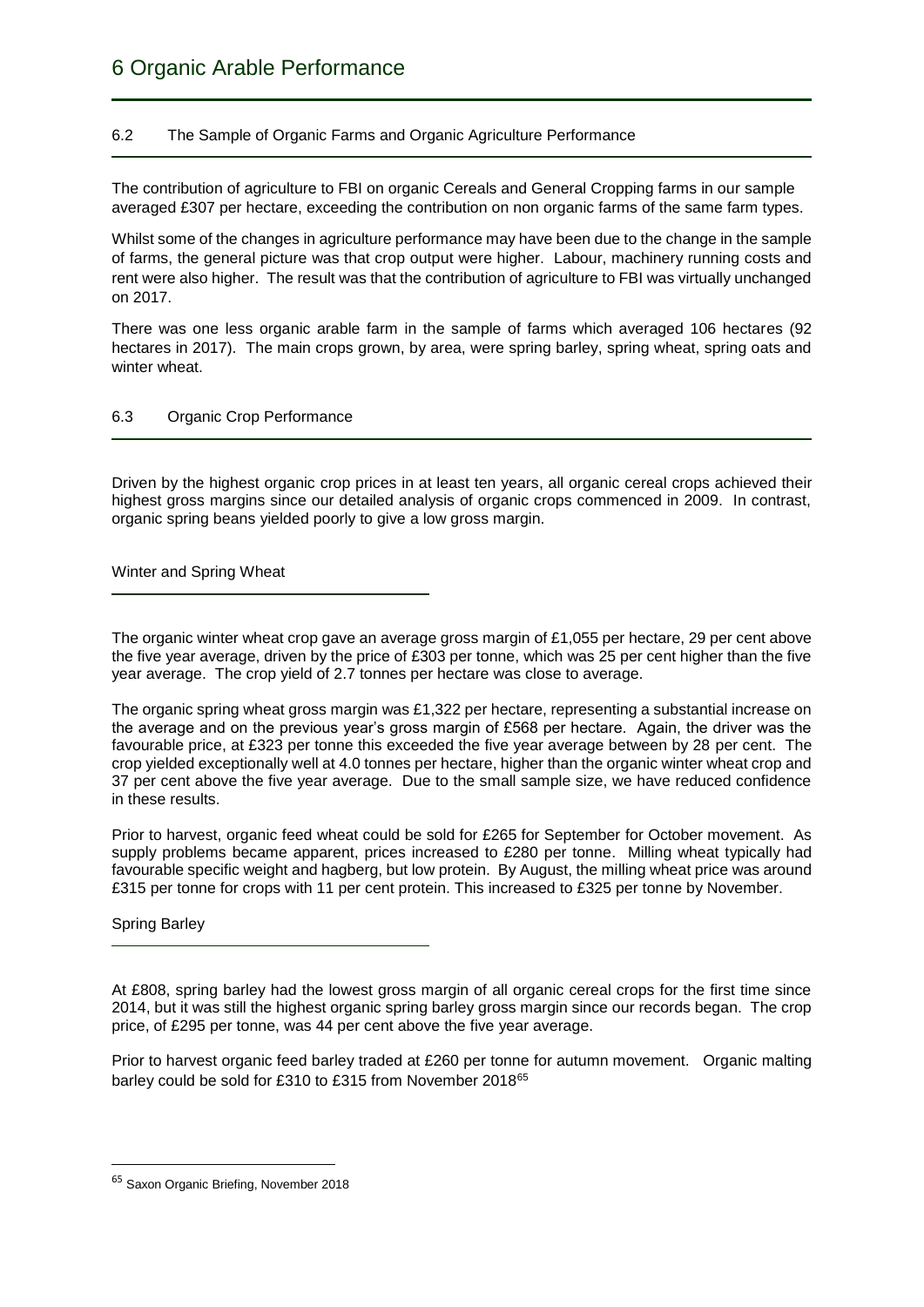# 6 Organic Arable Performance

## 6.2 The Sample of Organic Farms and Organic Agriculture Performance

The contribution of agriculture to FBI on organic Cereals and General Cropping farms in our sample averaged £307 per hectare, exceeding the contribution on non organic farms of the same farm types.

Whilst some of the changes in agriculture performance may have been due to the change in the sample of farms, the general picture was that crop output were higher. Labour, machinery running costs and rent were also higher. The result was that the contribution of agriculture to FBI was virtually unchanged on 2017.

There was one less organic arable farm in the sample of farms which averaged 106 hectares (92 hectares in 2017). The main crops grown, by area, were spring barley, spring wheat, spring oats and winter wheat.

## 6.3 Organic Crop Performance

Driven by the highest organic crop prices in at least ten years, all organic cereal crops achieved their highest gross margins since our detailed analysis of organic crops commenced in 2009. In contrast, organic spring beans yielded poorly to give a low gross margin.

### Winter and Spring Wheat

The organic winter wheat crop gave an average gross margin of £1,055 per hectare, 29 per cent above the five year average, driven by the price of £303 per tonne, which was 25 per cent higher than the five year average. The crop yield of 2.7 tonnes per hectare was close to average.

The organic spring wheat gross margin was £1,322 per hectare, representing a substantial increase on the average and on the previous year's gross margin of £568 per hectare. Again, the driver was the favourable price, at £323 per tonne this exceeded the five year average between by 28 per cent. The crop yielded exceptionally well at 4.0 tonnes per hectare, higher than the organic winter wheat crop and 37 per cent above the five year average. Due to the small sample size, we have reduced confidence in these results.

Prior to harvest, organic feed wheat could be sold for £265 for September for October movement. As supply problems became apparent, prices increased to £280 per tonne. Milling wheat typically had favourable specific weight and hagberg, but low protein. By August, the milling wheat price was around £315 per tonne for crops with 11 per cent protein. This increased to £325 per tonne by November.

### Spring Barley

At £808, spring barley had the lowest gross margin of all organic cereal crops for the first time since 2014, but it was still the highest organic spring barley gross margin since our records began. The crop price, of £295 per tonne, was 44 per cent above the five year average.

Prior to harvest organic feed barley traded at £260 per tonne for autumn movement. Organic malting barley could be sold for £310 to £315 from November 2018[65]

[65] Saxon Organic Briefing, November 2018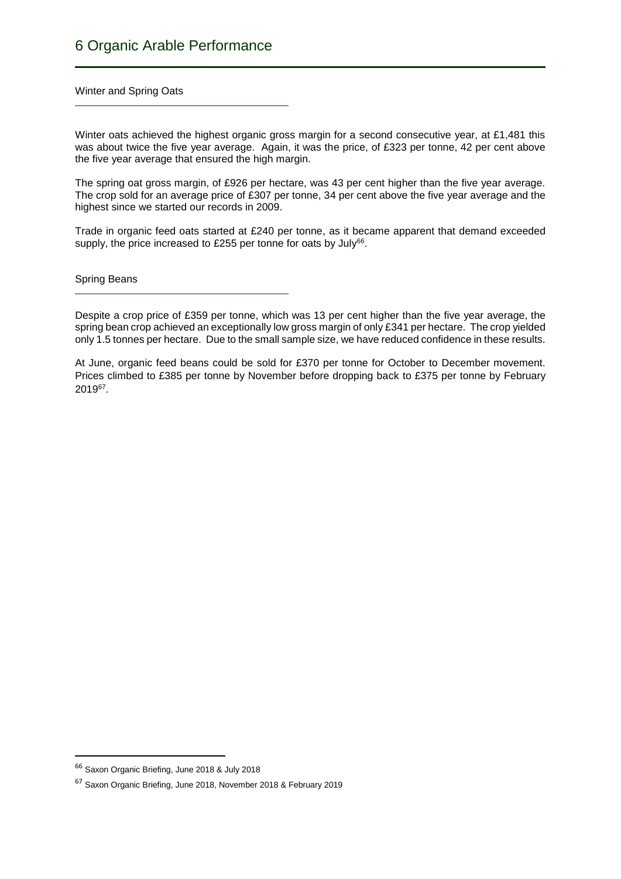# 6 Organic Arable Performance

## Winter and Spring Oats

Winter oats achieved the highest organic gross margin for a second consecutive year, at £1,481 this was about twice the five year average. Again, it was the price, of £323 per tonne, 42 per cent above the five year average that ensured the high margin.

The spring oat gross margin, of £926 per hectare, was 43 per cent higher than the five year average. The crop sold for an average price of £307 per tonne, 34 per cent above the five year average and the highest since we started our records in 2009.

Trade in organic feed oats started at £240 per tonne, as it became apparent that demand exceeded supply, the price increased to £255 per tonne for oats by July[66].

## Spring Beans

Despite a crop price of £359 per tonne, which was 13 per cent higher than the five year average, the spring bean crop achieved an exceptionally low gross margin of only £341 per hectare. The crop yielded only 1.5 tonnes per hectare. Due to the small sample size, we have reduced confidence in these results.

At June, organic feed beans could be sold for £370 per tonne for October to December movement. Prices climbed to £385 per tonne by November before dropping back to £375 per tonne by February 2019[67].

---

[66] Saxon Organic Briefing, June 2018 & July 2018

[67] Saxon Organic Briefing, June 2018, November 2018 & February 2019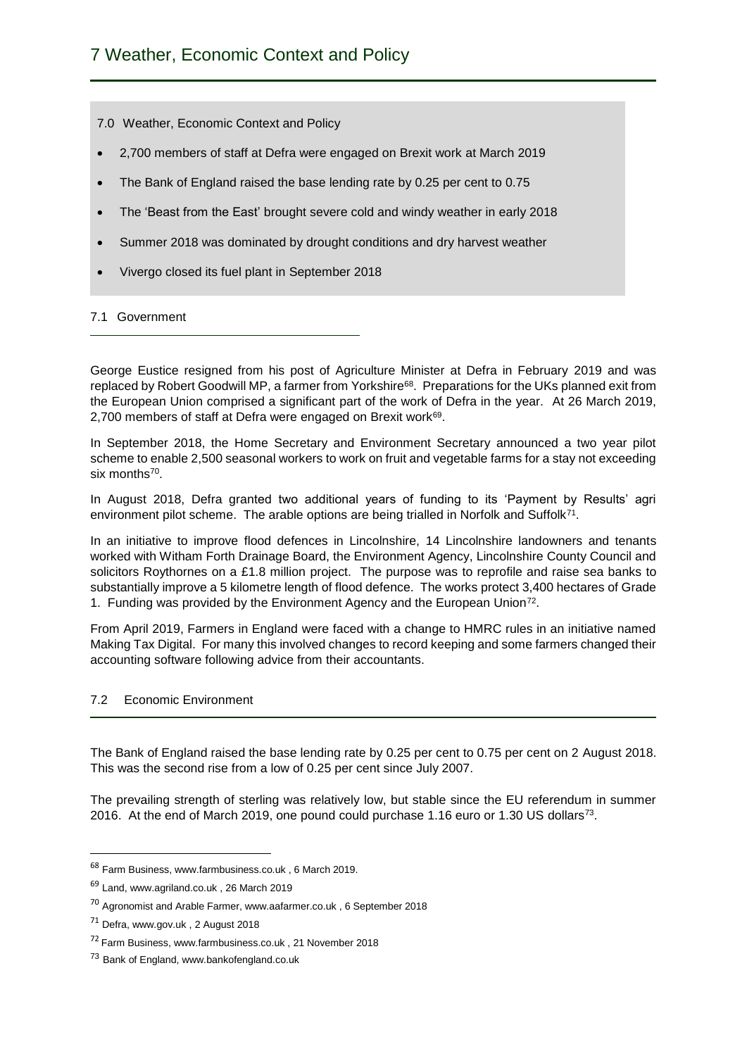# 7 Weather, Economic Context and Policy

7.0 Weather, Economic Context and Policy

- 2,700 members of staff at Defra were engaged on Brexit work at March 2019
- The Bank of England raised the base lending rate by 0.25 per cent to 0.75
- The 'Beast from the East' brought severe cold and windy weather in early 2018
- Summer 2018 was dominated by drought conditions and dry harvest weather
- Vivergo closed its fuel plant in September 2018

## 7.1 Government

George Eustice resigned from his post of Agriculture Minister at Defra in February 2019 and was replaced by Robert Goodwill MP, a farmer from Yorkshire[68]. Preparations for the UKs planned exit from the European Union comprised a significant part of the work of Defra in the year. At 26 March 2019, 2,700 members of staff at Defra were engaged on Brexit work[69].

In September 2018, the Home Secretary and Environment Secretary announced a two year pilot scheme to enable 2,500 seasonal workers to work on fruit and vegetable farms for a stay not exceeding six months[70].

In August 2018, Defra granted two additional years of funding to its 'Payment by Results' agri environment pilot scheme. The arable options are being trialled in Norfolk and Suffolk[71].

In an initiative to improve flood defences in Lincolnshire, 14 Lincolnshire landowners and tenants worked with Witham Forth Drainage Board, the Environment Agency, Lincolnshire County Council and solicitors Roythornes on a £1.8 million project. The purpose was to reprofile and raise sea banks to substantially improve a 5 kilometre length of flood defence. The works protect 3,400 hectares of Grade 1. Funding was provided by the Environment Agency and the European Union[72].

From April 2019, Farmers in England were faced with a change to HMRC rules in an initiative named Making Tax Digital. For many this involved changes to record keeping and some farmers changed their accounting software following advice from their accountants.

## 7.2 Economic Environment

The Bank of England raised the base lending rate by 0.25 per cent to 0.75 per cent on 2 August 2018. This was the second rise from a low of 0.25 per cent since July 2007.

The prevailing strength of sterling was relatively low, but stable since the EU referendum in summer 2016. At the end of March 2019, one pound could purchase 1.16 euro or 1.30 US dollars[73].

---

[68] Farm Business, www.farmbusiness.co.uk , 6 March 2019.

[69] Land, www.agriland.co.uk , 26 March 2019

[70] Agronomist and Arable Farmer, www.aafarmer.co.uk , 6 September 2018

[71] Defra, www.gov.uk , 2 August 2018

[72] Farm Business, www.farmbusiness.co.uk , 21 November 2018

[73] Bank of England, www.bankofengland.co.uk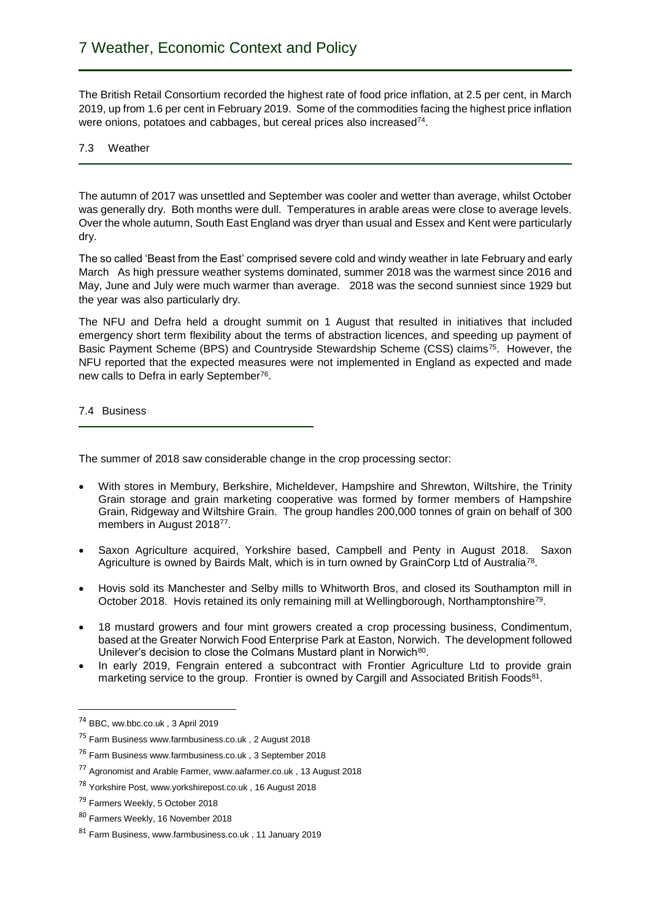The British Retail Consortium recorded the highest rate of food price inflation, at 2.5 per cent, in March 2019, up from 1.6 per cent in February 2019. Some of the commodities facing the highest price inflation were onions, potatoes and cabbages, but cereal prices also increased[74].

## 7.3 Weather

The autumn of 2017 was unsettled and September was cooler and wetter than average, whilst October was generally dry. Both months were dull. Temperatures in arable areas were close to average levels. Over the whole autumn, South East England was dryer than usual and Essex and Kent were particularly dry.

The so called 'Beast from the East' comprised severe cold and windy weather in late February and early March As high pressure weather systems dominated, summer 2018 was the warmest since 2016 and May, June and July were much warmer than average. 2018 was the second sunniest since 1929 but the year was also particularly dry.

The NFU and Defra held a drought summit on 1 August that resulted in initiatives that included emergency short term flexibility about the terms of abstraction licences, and speeding up payment of Basic Payment Scheme (BPS) and Countryside Stewardship Scheme (CSS) claims[75]. However, the NFU reported that the expected measures were not implemented in England as expected and made new calls to Defra in early September[76].

## 7.4 Business

The summer of 2018 saw considerable change in the crop processing sector:

- With stores in Membury, Berkshire, Micheldever, Hampshire and Shrewton, Wiltshire, the Trinity Grain storage and grain marketing cooperative was formed by former members of Hampshire Grain, Ridgeway and Wiltshire Grain. The group handles 200,000 tonnes of grain on behalf of 300 members in August 2018[77].
- Saxon Agriculture acquired, Yorkshire based, Campbell and Penty in August 2018. Saxon Agriculture is owned by Bairds Malt, which is in turn owned by GrainCorp Ltd of Australia[78].
- Hovis sold its Manchester and Selby mills to Whitworth Bros, and closed its Southampton mill in October 2018. Hovis retained its only remaining mill at Wellingborough, Northamptonshire[79].
- 18 mustard growers and four mint growers created a crop processing business, Condimentum, based at the Greater Norwich Food Enterprise Park at Easton, Norwich. The development followed Unilever's decision to close the Colmans Mustard plant in Norwich[80].
- In early 2019, Fengrain entered a subcontract with Frontier Agriculture Ltd to provide grain marketing service to the group. Frontier is owned by Cargill and Associated British Foods[81].

---

[74] BBC, ww.bbc.co.uk , 3 April 2019

[75] Farm Business www.farmbusiness.co.uk , 2 August 2018

[76] Farm Business www.farmbusiness.co.uk , 3 September 2018

[77] Agronomist and Arable Farmer, www.aafarmer.co.uk , 13 August 2018

[78] Yorkshire Post, www.yorkshirepost.co.uk , 16 August 2018

[79] Farmers Weekly, 5 October 2018

[80] Farmers Weekly, 16 November 2018

[81] Farm Business, www.farmbusiness.co.uk , 11 January 2019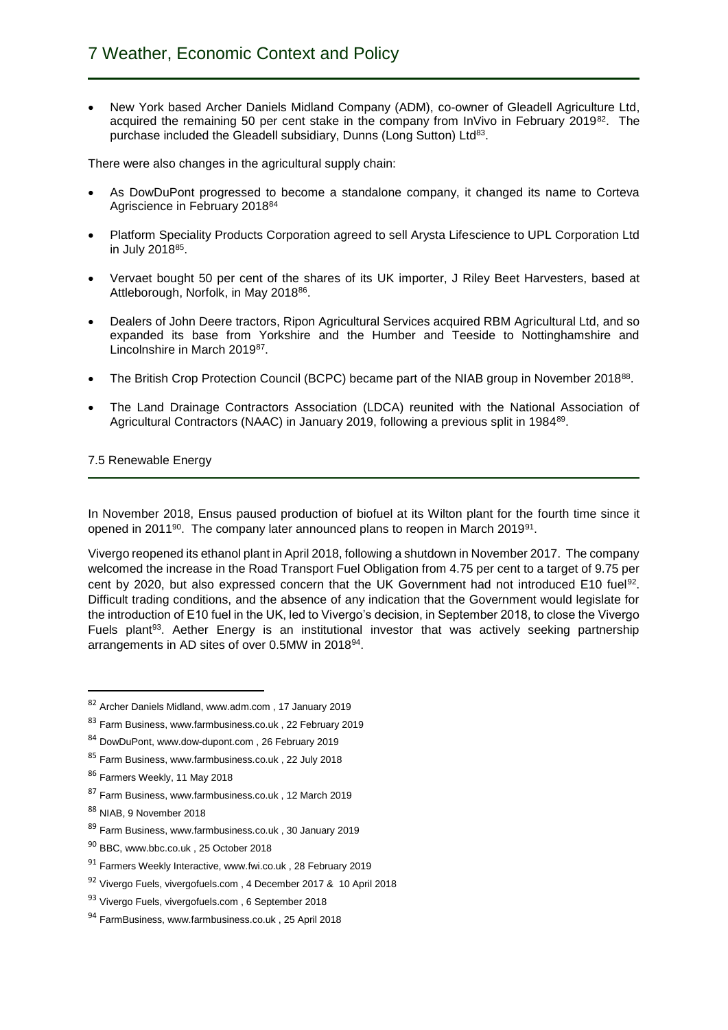- New York based Archer Daniels Midland Company (ADM), co-owner of Gleadell Agriculture Ltd, acquired the remaining 50 per cent stake in the company from InVivo in February 2019[82]. The purchase included the Gleadell subsidiary, Dunns (Long Sutton) Ltd[83].

There were also changes in the agricultural supply chain:

- As DowDuPont progressed to become a standalone company, it changed its name to Corteva Agriscience in February 2018[84]
- Platform Speciality Products Corporation agreed to sell Arysta Lifescience to UPL Corporation Ltd in July 2018[85].
- Vervaet bought 50 per cent of the shares of its UK importer, J Riley Beet Harvesters, based at Attleborough, Norfolk, in May 2018[86].
- Dealers of John Deere tractors, Ripon Agricultural Services acquired RBM Agricultural Ltd, and so expanded its base from Yorkshire and the Humber and Teeside to Nottinghamshire and Lincolnshire in March 2019[87].
- The British Crop Protection Council (BCPC) became part of the NIAB group in November 2018[88].
- The Land Drainage Contractors Association (LDCA) reunited with the National Association of Agricultural Contractors (NAAC) in January 2019, following a previous split in 1984[89].

### 7.5 Renewable Energy

In November 2018, Ensus paused production of biofuel at its Wilton plant for the fourth time since it opened in 2011[90]. The company later announced plans to reopen in March 2019[91].

Vivergo reopened its ethanol plant in April 2018, following a shutdown in November 2017. The company welcomed the increase in the Road Transport Fuel Obligation from 4.75 per cent to a target of 9.75 per cent by 2020, but also expressed concern that the UK Government had not introduced E10 fuel[92]. Difficult trading conditions, and the absence of any indication that the Government would legislate for the introduction of E10 fuel in the UK, led to Vivergo's decision, in September 2018, to close the Vivergo Fuels plant[93]. Aether Energy is an institutional investor that was actively seeking partnership arrangements in AD sites of over 0.5MW in 2018[94].

---

[82] Archer Daniels Midland, www.adm.com , 17 January 2019

[83] Farm Business, www.farmbusiness.co.uk , 22 February 2019

[84] DowDuPont, www.dow-dupont.com , 26 February 2019

[85] Farm Business, www.farmbusiness.co.uk , 22 July 2018

[86] Farmers Weekly, 11 May 2018

[87] Farm Business, www.farmbusiness.co.uk , 12 March 2019

[88] NIAB, 9 November 2018

[89] Farm Business, www.farmbusiness.co.uk , 30 January 2019

[90] BBC, www.bbc.co.uk , 25 October 2018

[91] Farmers Weekly Interactive, www.fwi.co.uk , 28 February 2019

[92] Vivergo Fuels, vivergofuels.com , 4 December 2017 & 10 April 2018

[93] Vivergo Fuels, vivergofuels.com , 6 September 2018

[94] FarmBusiness, www.farmbusiness.co.uk , 25 April 2018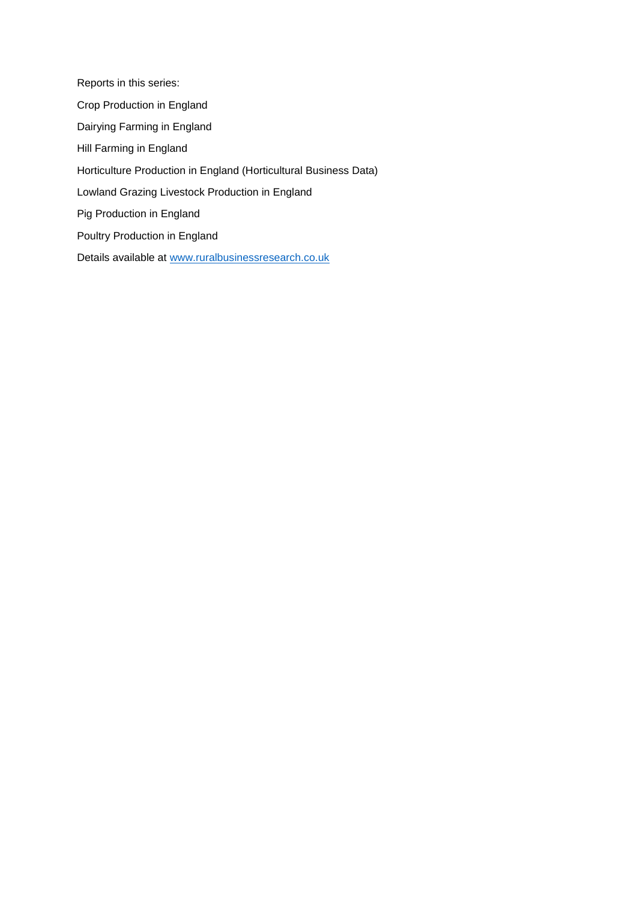Reports in this series:

Crop Production in England

Dairying Farming in England

Hill Farming in England

Horticulture Production in England (Horticultural Business Data)

Lowland Grazing Livestock Production in England

Pig Production in England

Poultry Production in England

Details available at [www.ruralbusinessresearch.co.uk](http://www.ruralbusinessresearch.co.uk)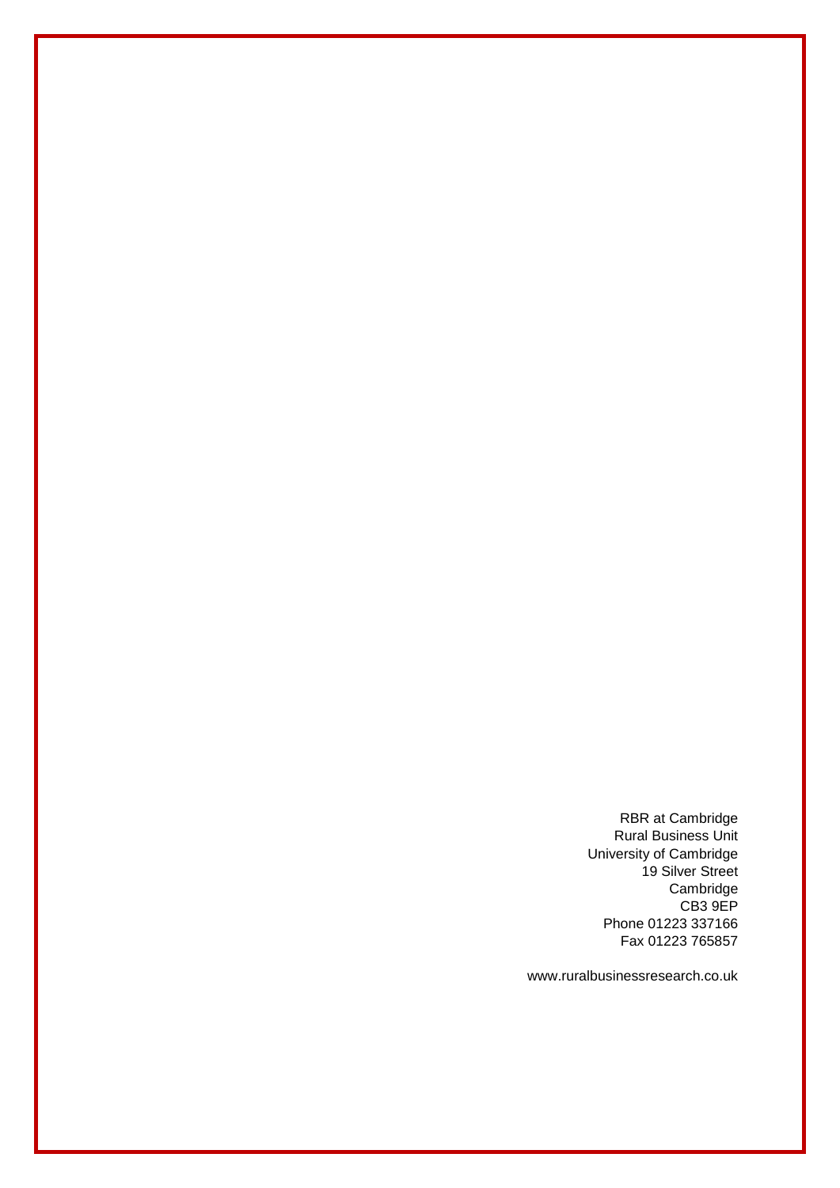RBR at Cambridge
Rural Business Unit
University of Cambridge
19 Silver Street
Cambridge
CB3 9EP
Phone 01223 337166
Fax 01223 765857

www.ruralbusinessresearch.co.uk